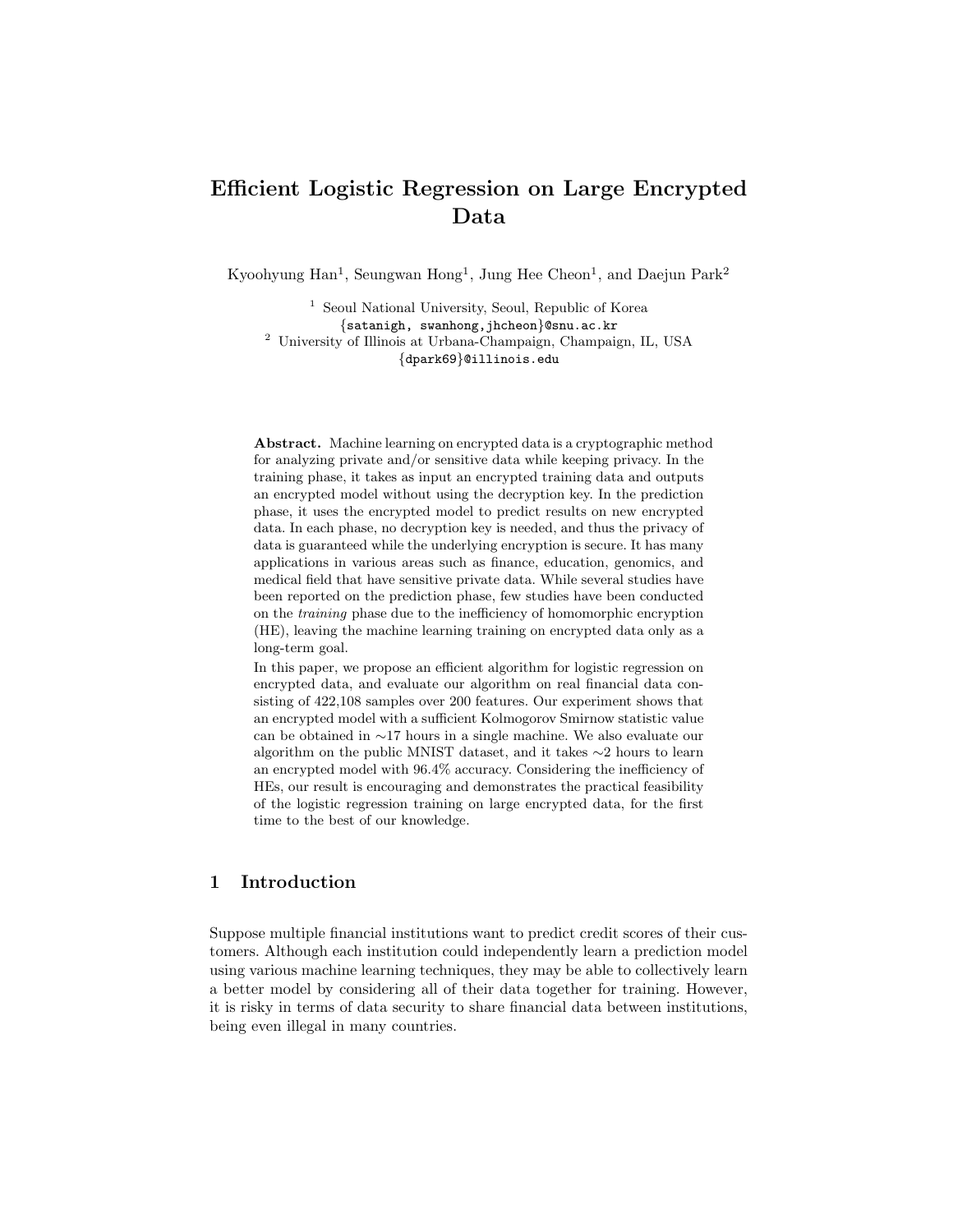# Efficient Logistic Regression on Large Encrypted Data

Kyoohyung Han[1], Seungwan Hong[1], Jung Hee Cheon[1], and Daejun Park[2]

[1] Seoul National University, Seoul, Republic of Korea
{satanigh, swanhong,jhcheon}@snu.ac.kr
[2] University of Illinois at Urbana-Champaign, Champaign, IL, USA
{dpark69}@illinois.edu

**Abstract.** Machine learning on encrypted data is a cryptographic method for analyzing private and/or sensitive data while keeping privacy. In the training phase, it takes as input an encrypted training data and outputs an encrypted model without using the decryption key. In the prediction phase, it uses the encrypted model to predict results on new encrypted data. In each phase, no decryption key is needed, and thus the privacy of data is guaranteed while the underlying encryption is secure. It has many applications in various areas such as finance, education, genomics, and medical field that have sensitive private data. While several studies have been reported on the prediction phase, few studies have been conducted on the *training* phase due to the inefficiency of homomorphic encryption (HE), leaving the machine learning training on encrypted data only as a long-term goal.

In this paper, we propose an efficient algorithm for logistic regression on encrypted data, and evaluate our algorithm on real financial data consisting of 422,108 samples over 200 features. Our experiment shows that an encrypted model with a sufficient Kolmogorov Smirnow statistic value can be obtained in ∼17 hours in a single machine. We also evaluate our algorithm on the public MNIST dataset, and it takes ∼2 hours to learn an encrypted model with 96.4% accuracy. Considering the inefficiency of HEs, our result is encouraging and demonstrates the practical feasibility of the logistic regression training on large encrypted data, for the first time to the best of our knowledge.

## 1 Introduction

Suppose multiple financial institutions want to predict credit scores of their customers. Although each institution could independently learn a prediction model using various machine learning techniques, they may be able to collectively learn a better model by considering all of their data together for training. However, it is risky in terms of data security to share financial data between institutions, being even illegal in many countries.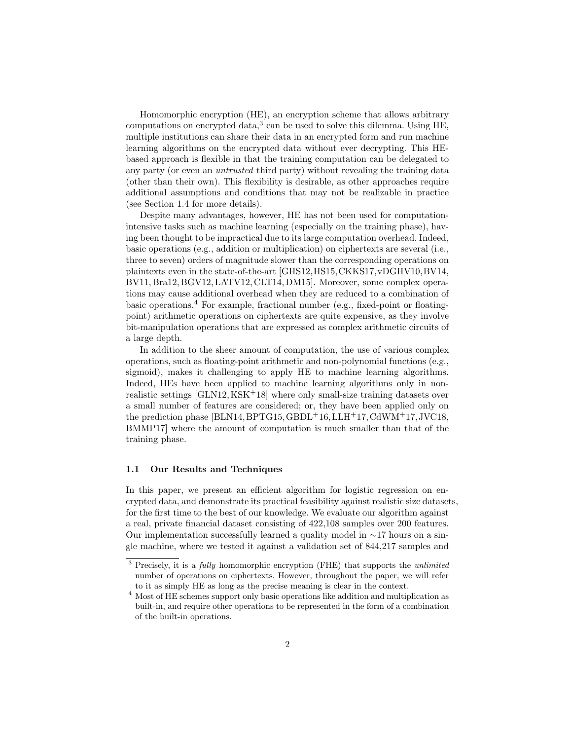Homomorphic encryption (HE), an encryption scheme that allows arbitrary computations on encrypted data,[3] can be used to solve this dilemma. Using HE, multiple institutions can share their data in an encrypted form and run machine learning algorithms on the encrypted data without ever decrypting. This HE-based approach is flexible in that the training computation can be delegated to any party (or even an *untrusted* third party) without revealing the training data (other than their own). This flexibility is desirable, as other approaches require additional assumptions and conditions that may not be realizable in practice (see Section 1.4 for more details).

Despite many advantages, however, HE has not been used for computation-intensive tasks such as machine learning (especially on the training phase), having been thought to be impractical due to its large computation overhead. Indeed, basic operations (e.g., addition or multiplication) on ciphertexts are several (i.e., three to seven) orders of magnitude slower than the corresponding operations on plaintexts even in the state-of-the-art [GHS12, HS15, CKKS17, vDGHV10, BV14, BV11, Bra12, BGV12, LATV12, CLT14, DM15]. Moreover, some complex operations may cause additional overhead when they are reduced to a combination of basic operations.[4] For example, fractional number (e.g., fixed-point or floating-point) arithmetic operations on ciphertexts are quite expensive, as they involve bit-manipulation operations that are expressed as complex arithmetic circuits of a large depth.

In addition to the sheer amount of computation, the use of various complex operations, such as floating-point arithmetic and non-polynomial functions (e.g., sigmoid), makes it challenging to apply HE to machine learning algorithms. Indeed, HEs have been applied to machine learning algorithms only in non-realistic settings [GLN12, KSK+18] where only small-size training datasets over a small number of features are considered; or, they have been applied only on the prediction phase [BLN14, BPTG15, GBDL+16, LLH+17, CdWM+17, JVC18, BMMP17] where the amount of computation is much smaller than that of the training phase.

### 1.1 Our Results and Techniques

In this paper, we present an efficient algorithm for logistic regression on encrypted data, and demonstrate its practical feasibility against realistic size datasets, for the first time to the best of our knowledge. We evaluate our algorithm against a real, private financial dataset consisting of 422,108 samples over 200 features. Our implementation successfully learned a quality model in $\sim$17 hours on a single machine, where we tested it against a validation set of 844,217 samples and

---

[3] Precisely, it is a *fully* homomorphic encryption (FHE) that supports the *unlimited* number of operations on ciphertexts. However, throughout the paper, we will refer to it as simply HE as long as the precise meaning is clear in the context.

[4] Most of HE schemes support only basic operations like addition and multiplication as built-in, and require other operations to be represented in the form of a combination of the built-in operations.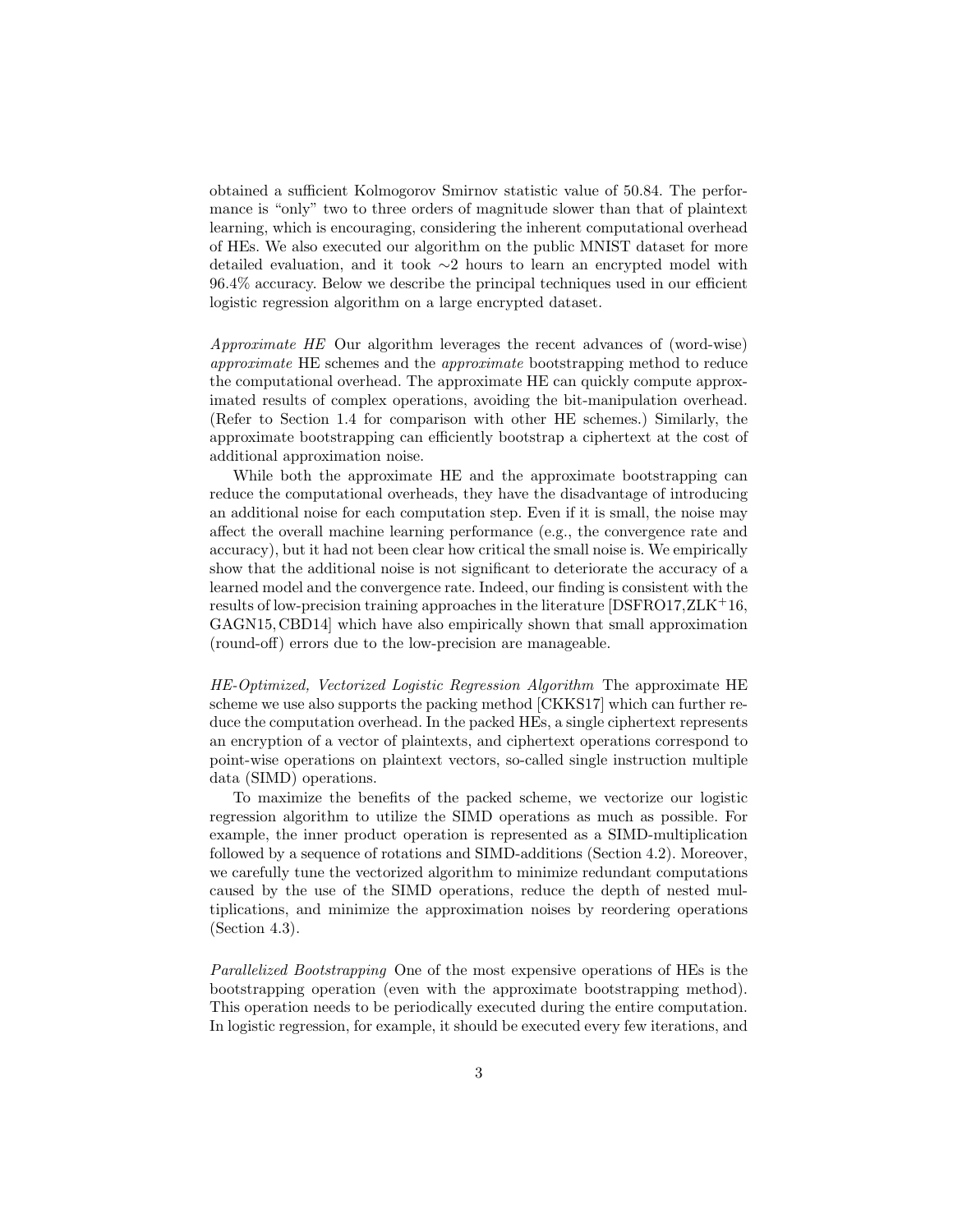obtained a sufficient Kolmogorov Smirnov statistic value of 50.84. The performance is "only" two to three orders of magnitude slower than that of plaintext learning, which is encouraging, considering the inherent computational overhead of HEs. We also executed our algorithm on the public MNIST dataset for more detailed evaluation, and it took $\sim$2 hours to learn an encrypted model with 96.4% accuracy. Below we describe the principal techniques used in our efficient logistic regression algorithm on a large encrypted dataset.

*Approximate HE* Our algorithm leverages the recent advances of (word-wise) *approximate* HE schemes and the *approximate* bootstrapping method to reduce the computational overhead. The approximate HE can quickly compute approximated results of complex operations, avoiding the bit-manipulation overhead. (Refer to Section 1.4 for comparison with other HE schemes.) Similarly, the approximate bootstrapping can efficiently bootstrap a ciphertext at the cost of additional approximation noise.

While both the approximate HE and the approximate bootstrapping can reduce the computational overheads, they have the disadvantage of introducing an additional noise for each computation step. Even if it is small, the noise may affect the overall machine learning performance (e.g., the convergence rate and accuracy), but it had not been clear how critical the small noise is. We empirically show that the additional noise is not significant to deteriorate the accuracy of a learned model and the convergence rate. Indeed, our finding is consistent with the results of low-precision training approaches in the literature [DSFRO17,ZLK+16, GAGN15,CBD14] which have also empirically shown that small approximation (round-off) errors due to the low-precision are manageable.

*HE-Optimized, Vectorized Logistic Regression Algorithm* The approximate HE scheme we use also supports the packing method [CKKS17] which can further reduce the computation overhead. In the packed HEs, a single ciphertext represents an encryption of a vector of plaintexts, and ciphertext operations correspond to point-wise operations on plaintext vectors, so-called single instruction multiple data (SIMD) operations.

To maximize the benefits of the packed scheme, we vectorize our logistic regression algorithm to utilize the SIMD operations as much as possible. For example, the inner product operation is represented as a SIMD-multiplication followed by a sequence of rotations and SIMD-additions (Section 4.2). Moreover, we carefully tune the vectorized algorithm to minimize redundant computations caused by the use of the SIMD operations, reduce the depth of nested multiplications, and minimize the approximation noises by reordering operations (Section 4.3).

*Parallelized Bootstrapping* One of the most expensive operations of HEs is the bootstrapping operation (even with the approximate bootstrapping method). This operation needs to be periodically executed during the entire computation. In logistic regression, for example, it should be executed every few iterations, and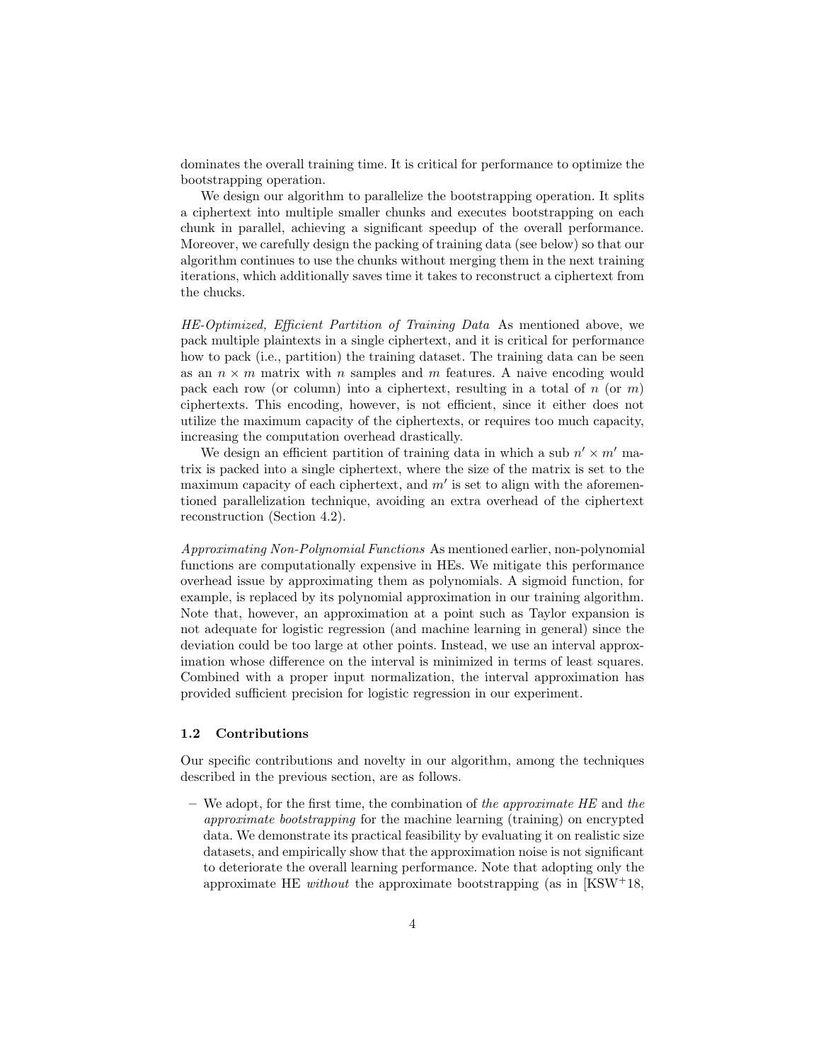dominates the overall training time. It is critical for performance to optimize the bootstrapping operation.

We design our algorithm to parallelize the bootstrapping operation. It splits a ciphertext into multiple smaller chunks and executes bootstrapping on each chunk in parallel, achieving a significant speedup of the overall performance. Moreover, we carefully design the packing of training data (see below) so that our algorithm continues to use the chunks without merging them in the next training iterations, which additionally saves time it takes to reconstruct a ciphertext from the chucks.

*HE-Optimized, Efficient Partition of Training Data* As mentioned above, we pack multiple plaintexts in a single ciphertext, and it is critical for performance how to pack (i.e., partition) the training dataset. The training data can be seen as an $n \times m$ matrix with $n$ samples and $m$ features. A naive encoding would pack each row (or column) into a ciphertext, resulting in a total of $n$ (or $m$) ciphertexts. This encoding, however, is not efficient, since it either does not utilize the maximum capacity of the ciphertexts, or requires too much capacity, increasing the computation overhead drastically.

We design an efficient partition of training data in which a sub $n' \times m'$ matrix is packed into a single ciphertext, where the size of the matrix is set to the maximum capacity of each ciphertext, and $m'$ is set to align with the aforementioned parallelization technique, avoiding an extra overhead of the ciphertext reconstruction (Section 4.2).

*Approximating Non-Polynomial Functions* As mentioned earlier, non-polynomial functions are computationally expensive in HEs. We mitigate this performance overhead issue by approximating them as polynomials. A sigmoid function, for example, is replaced by its polynomial approximation in our training algorithm. Note that, however, an approximation at a point such as Taylor expansion is not adequate for logistic regression (and machine learning in general) since the deviation could be too large at other points. Instead, we use an interval approximation whose difference on the interval is minimized in terms of least squares. Combined with a proper input normalization, the interval approximation has provided sufficient precision for logistic regression in our experiment.

### 1.2 Contributions

Our specific contributions and novelty in our algorithm, among the techniques described in the previous section, are as follows.

- We adopt, for the first time, the combination of *the approximate HE* and *the approximate bootstrapping* for the machine learning (training) on encrypted data. We demonstrate its practical feasibility by evaluating it on realistic size datasets, and empirically show that the approximation noise is not significant to deteriorate the overall learning performance. Note that adopting only the approximate HE *without* the approximate bootstrapping (as in [KSW+18,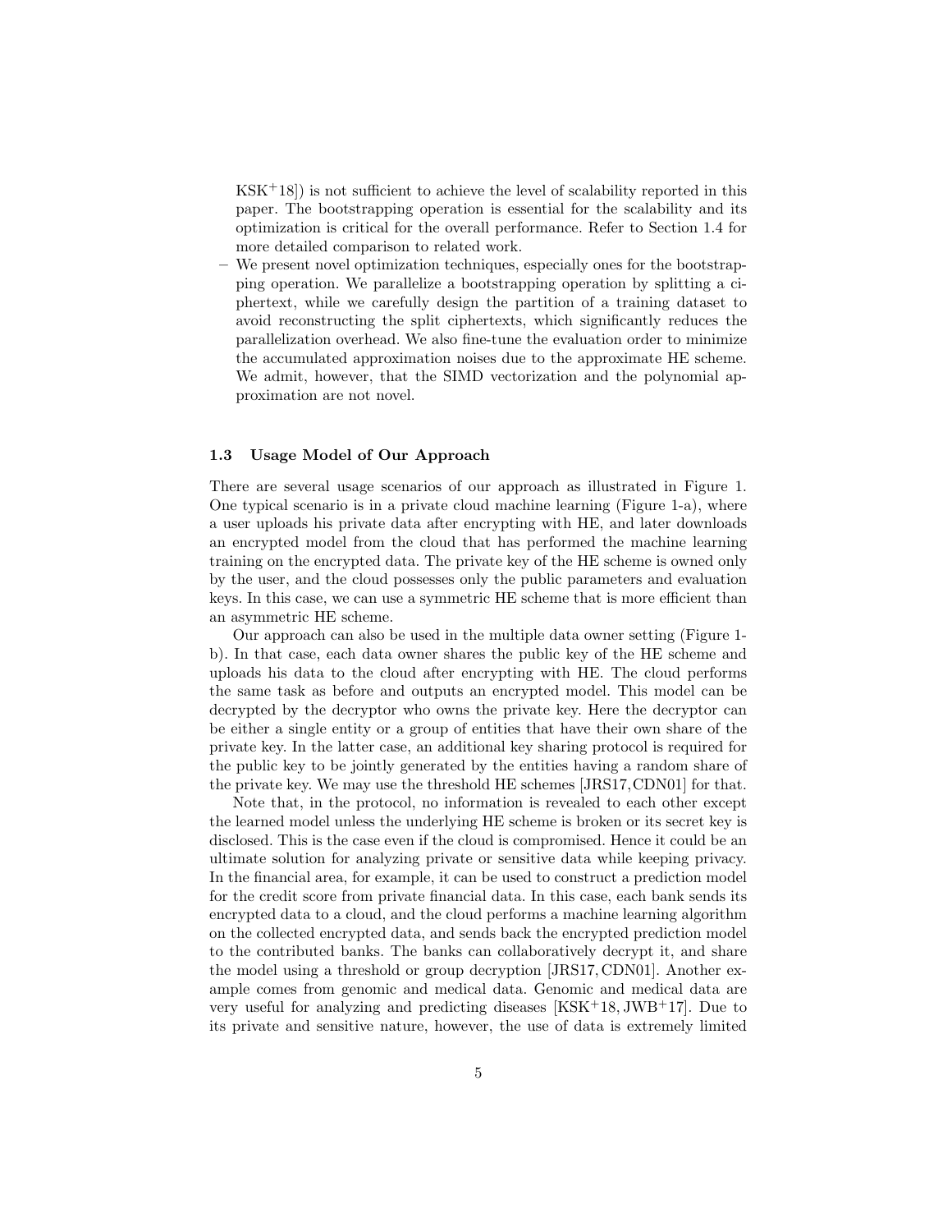KSK+18]) is not sufficient to achieve the level of scalability reported in this paper. The bootstrapping operation is essential for the scalability and its optimization is critical for the overall performance. Refer to Section 1.4 for more detailed comparison to related work.

- We present novel optimization techniques, especially ones for the bootstrapping operation. We parallelize a bootstrapping operation by splitting a ciphertext, while we carefully design the partition of a training dataset to avoid reconstructing the split ciphertexts, which significantly reduces the parallelization overhead. We also fine-tune the evaluation order to minimize the accumulated approximation noises due to the approximate HE scheme. We admit, however, that the SIMD vectorization and the polynomial approximation are not novel.

### 1.3 Usage Model of Our Approach

There are several usage scenarios of our approach as illustrated in Figure 1. One typical scenario is in a private cloud machine learning (Figure 1-a), where a user uploads his private data after encrypting with HE, and later downloads an encrypted model from the cloud that has performed the machine learning training on the encrypted data. The private key of the HE scheme is owned only by the user, and the cloud possesses only the public parameters and evaluation keys. In this case, we can use a symmetric HE scheme that is more efficient than an asymmetric HE scheme.

Our approach can also be used in the multiple data owner setting (Figure 1-b). In that case, each data owner shares the public key of the HE scheme and uploads his data to the cloud after encrypting with HE. The cloud performs the same task as before and outputs an encrypted model. This model can be decrypted by the decryptor who owns the private key. Here the decryptor can be either a single entity or a group of entities that have their own share of the private key. In the latter case, an additional key sharing protocol is required for the public key to be jointly generated by the entities having a random share of the private key. We may use the threshold HE schemes [JRS17, CDN01] for that.

Note that, in the protocol, no information is revealed to each other except the learned model unless the underlying HE scheme is broken or its secret key is disclosed. This is the case even if the cloud is compromised. Hence it could be an ultimate solution for analyzing private or sensitive data while keeping privacy. In the financial area, for example, it can be used to construct a prediction model for the credit score from private financial data. In this case, each bank sends its encrypted data to a cloud, and the cloud performs a machine learning algorithm on the collected encrypted data, and sends back the encrypted prediction model to the contributed banks. The banks can collaboratively decrypt it, and share the model using a threshold or group decryption [JRS17, CDN01]. Another example comes from genomic and medical data. Genomic and medical data are very useful for analyzing and predicting diseases [KSK+18, JWB+17]. Due to its private and sensitive nature, however, the use of data is extremely limited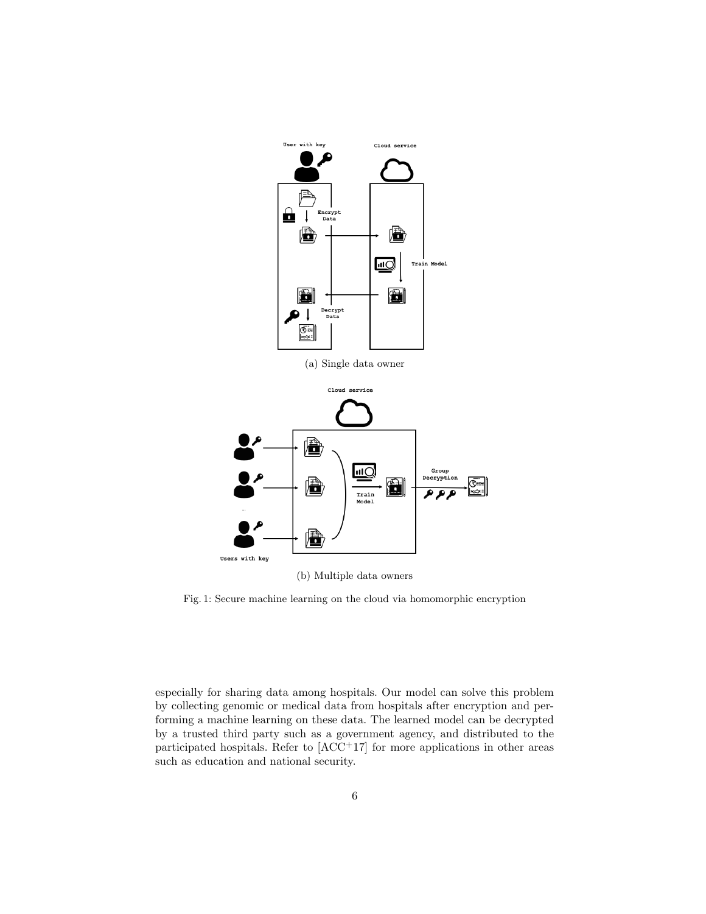(a) Single data owner

(b) Multiple data owners

Fig. 1: Secure machine learning on the cloud via homomorphic encryption

especially for sharing data among hospitals. Our model can solve this problem by collecting genomic or medical data from hospitals after encryption and performing a machine learning on these data. The learned model can be decrypted by a trusted third party such as a government agency, and distributed to the participated hospitals. Refer to [ACC+17] for more applications in other areas such as education and national security.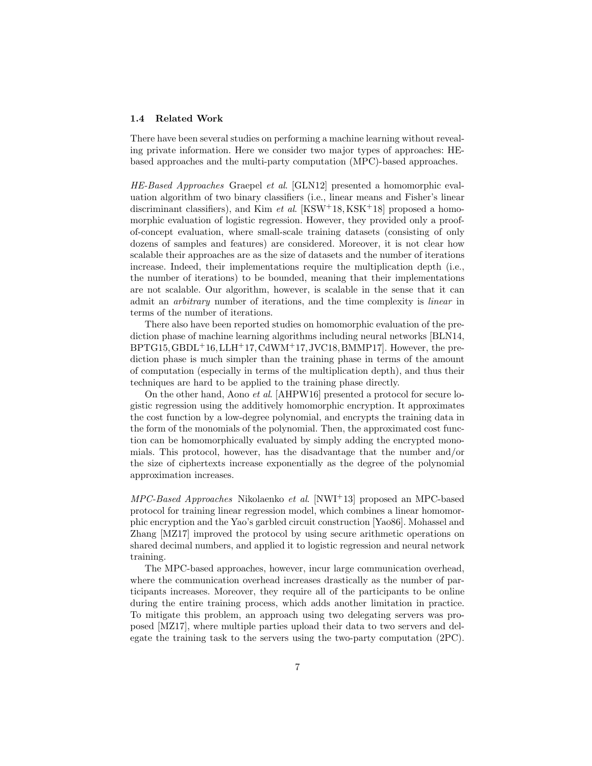### 1.4 Related Work

There have been several studies on performing a machine learning without revealing private information. Here we consider two major types of approaches: HE-based approaches and the multi-party computation (MPC)-based approaches.

*HE-Based Approaches* Graepel *et al*. [GLN12] presented a homomorphic evaluation algorithm of two binary classifiers (i.e., linear means and Fisher's linear discriminant classifiers), and Kim *et al*. [KSW+18, KSK+18] proposed a homomorphic evaluation of logistic regression. However, they provided only a proof-of-concept evaluation, where small-scale training datasets (consisting of only dozens of samples and features) are considered. Moreover, it is not clear how scalable their approaches are as the size of datasets and the number of iterations increase. Indeed, their implementations require the multiplication depth (i.e., the number of iterations) to be bounded, meaning that their implementations are not scalable. Our algorithm, however, is scalable in the sense that it can admit an *arbitrary* number of iterations, and the time complexity is *linear* in terms of the number of iterations.

There also have been reported studies on homomorphic evaluation of the prediction phase of machine learning algorithms including neural networks [BLN14, BPTG15, GBDL+16, LLH+17, CdWM+17, JVC18, BMMP17]. However, the prediction phase is much simpler than the training phase in terms of the amount of computation (especially in terms of the multiplication depth), and thus their techniques are hard to be applied to the training phase directly.

On the other hand, Aono *et al*. [AHPW16] presented a protocol for secure logistic regression using the additively homomorphic encryption. It approximates the cost function by a low-degree polynomial, and encrypts the training data in the form of the monomials of the polynomial. Then, the approximated cost function can be homomorphically evaluated by simply adding the encrypted monomials. This protocol, however, has the disadvantage that the number and/or the size of ciphertexts increase exponentially as the degree of the polynomial approximation increases.

*MPC-Based Approaches* Nikolaenko *et al*. [NWI+13] proposed an MPC-based protocol for training linear regression model, which combines a linear homomorphic encryption and the Yao's garbled circuit construction [Yao86]. Mohassel and Zhang [MZ17] improved the protocol by using secure arithmetic operations on shared decimal numbers, and applied it to logistic regression and neural network training.

The MPC-based approaches, however, incur large communication overhead, where the communication overhead increases drastically as the number of participants increases. Moreover, they require all of the participants to be online during the entire training process, which adds another limitation in practice. To mitigate this problem, an approach using two delegating servers was proposed [MZ17], where multiple parties upload their data to two servers and delegate the training task to the servers using the two-party computation (2PC).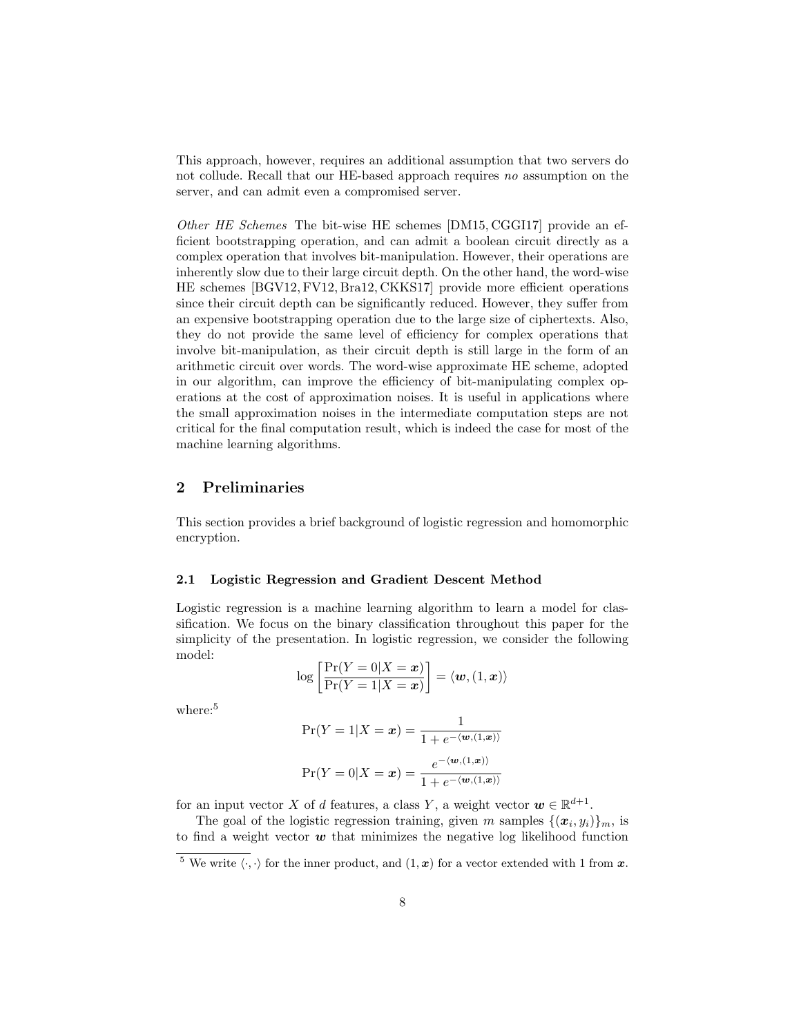This approach, however, requires an additional assumption that two servers do not collude. Recall that our HE-based approach requires *no* assumption on the server, and can admit even a compromised server.

*Other HE Schemes* The bit-wise HE schemes [DM15, CGGI17] provide an efficient bootstrapping operation, and can admit a boolean circuit directly as a complex operation that involves bit-manipulation. However, their operations are inherently slow due to their large circuit depth. On the other hand, the word-wise HE schemes [BGV12, FV12, Bra12, CKKS17] provide more efficient operations since their circuit depth can be significantly reduced. However, they suffer from an expensive bootstrapping operation due to the large size of ciphertexts. Also, they do not provide the same level of efficiency for complex operations that involve bit-manipulation, as their circuit depth is still large in the form of an arithmetic circuit over words. The word-wise approximate HE scheme, adopted in our algorithm, can improve the efficiency of bit-manipulating complex operations at the cost of approximation noises. It is useful in applications where the small approximation noises in the intermediate computation steps are not critical for the final computation result, which is indeed the case for most of the machine learning algorithms.

## 2 Preliminaries

This section provides a brief background of logistic regression and homomorphic encryption.

### 2.1 Logistic Regression and Gradient Descent Method

Logistic regression is a machine learning algorithm to learn a model for classification. We focus on the binary classification throughout this paper for the simplicity of the presentation. In logistic regression, we consider the following model:

$$\log \left[ \frac{\Pr(Y = 0 | X = \boldsymbol{x})}{\Pr(Y = 1 | X = \boldsymbol{x})} \right] = \langle \boldsymbol{w}, (1, \boldsymbol{x}) \rangle$$

where:[5]

$$\Pr(Y = 1 | X = \boldsymbol{x}) = \frac{1}{1 + e^{-\langle \boldsymbol{w}, (1, \boldsymbol{x}) \rangle}}$$

$$\Pr(Y = 0 | X = \boldsymbol{x}) = \frac{e^{-\langle \boldsymbol{w}, (1, \boldsymbol{x}) \rangle}}{1 + e^{-\langle \boldsymbol{w}, (1, \boldsymbol{x}) \rangle}}$$

for an input vector $X$ of $d$ features, a class $Y$, a weight vector $\boldsymbol{w} \in \mathbb{R}^{d+1}$.

The goal of the logistic regression training, given $m$ samples $\{(\boldsymbol{x}_i, y_i)\}_m$, is to find a weight vector $\boldsymbol{w}$ that minimizes the negative log likelihood function

[5] We write $\langle \cdot, \cdot \rangle$ for the inner product, and $(1, \boldsymbol{x})$ for a vector extended with 1 from $\boldsymbol{x}$.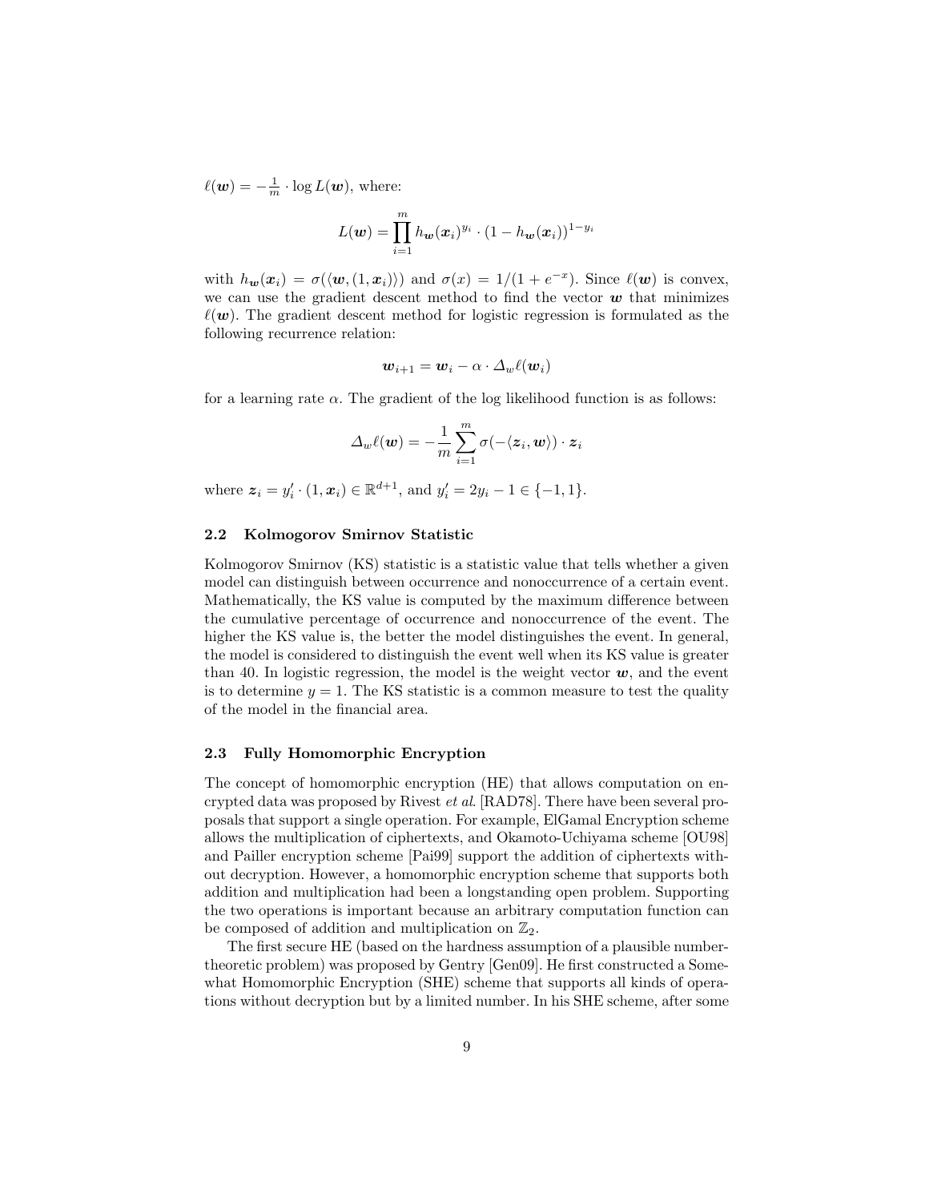$\ell(\boldsymbol{w}) = -\frac{1}{m} \cdot \log L(\boldsymbol{w})$, where:

$$L(\boldsymbol{w}) = \prod_{i=1}^{m} h_{\boldsymbol{w}}(\boldsymbol{x}_i)^{y_i} \cdot (1 - h_{\boldsymbol{w}}(\boldsymbol{x}_i))^{1-y_i}$$

with $h_{\boldsymbol{w}}(\boldsymbol{x}_i) = \sigma(\langle \boldsymbol{w}, (1, \boldsymbol{x}_i) \rangle)$ and $\sigma(x) = 1/(1 + e^{-x})$. Since $\ell(\boldsymbol{w})$ is convex, we can use the gradient descent method to find the vector $\boldsymbol{w}$ that minimizes $\ell(\boldsymbol{w})$. The gradient descent method for logistic regression is formulated as the following recurrence relation:

$$\boldsymbol{w}_{i+1} = \boldsymbol{w}_i - \alpha \cdot \Delta_w \ell(\boldsymbol{w}_i)$$

for a learning rate $\alpha$. The gradient of the log likelihood function is as follows:

$$\Delta_w \ell(\boldsymbol{w}) = -\frac{1}{m} \sum_{i=1}^{m} \sigma(-\langle \boldsymbol{z}_i, \boldsymbol{w} \rangle) \cdot \boldsymbol{z}_i$$

where $\boldsymbol{z}_i = y_i' \cdot (1, \boldsymbol{x}_i) \in \mathbb{R}^{d+1}$, and $y_i' = 2y_i - 1 \in \{-1, 1\}$.

### 2.2 Kolmogorov Smirnov Statistic

Kolmogorov Smirnov (KS) statistic is a statistic value that tells whether a given model can distinguish between occurrence and nonoccurrence of a certain event. Mathematically, the KS value is computed by the maximum difference between the cumulative percentage of occurrence and nonoccurrence of the event. The higher the KS value is, the better the model distinguishes the event. In general, the model is considered to distinguish the event well when its KS value is greater than 40. In logistic regression, the model is the weight vector $\boldsymbol{w}$, and the event is to determine $y = 1$. The KS statistic is a common measure to test the quality of the model in the financial area.

### 2.3 Fully Homomorphic Encryption

The concept of homomorphic encryption (HE) that allows computation on encrypted data was proposed by Rivest *et al.* [RAD78]. There have been several proposals that support a single operation. For example, ElGamal Encryption scheme allows the multiplication of ciphertexts, and Okamoto-Uchiyama scheme [OU98] and Pailler encryption scheme [Pai99] support the addition of ciphertexts without decryption. However, a homomorphic encryption scheme that supports both addition and multiplication had been a longstanding open problem. Supporting the two operations is important because an arbitrary computation function can be composed of addition and multiplication on $\mathbb{Z}_2$.

The first secure HE (based on the hardness assumption of a plausible number-theoretic problem) was proposed by Gentry [Gen09]. He first constructed a Somewhat Homomorphic Encryption (SHE) scheme that supports all kinds of operations without decryption but by a limited number. In his SHE scheme, after some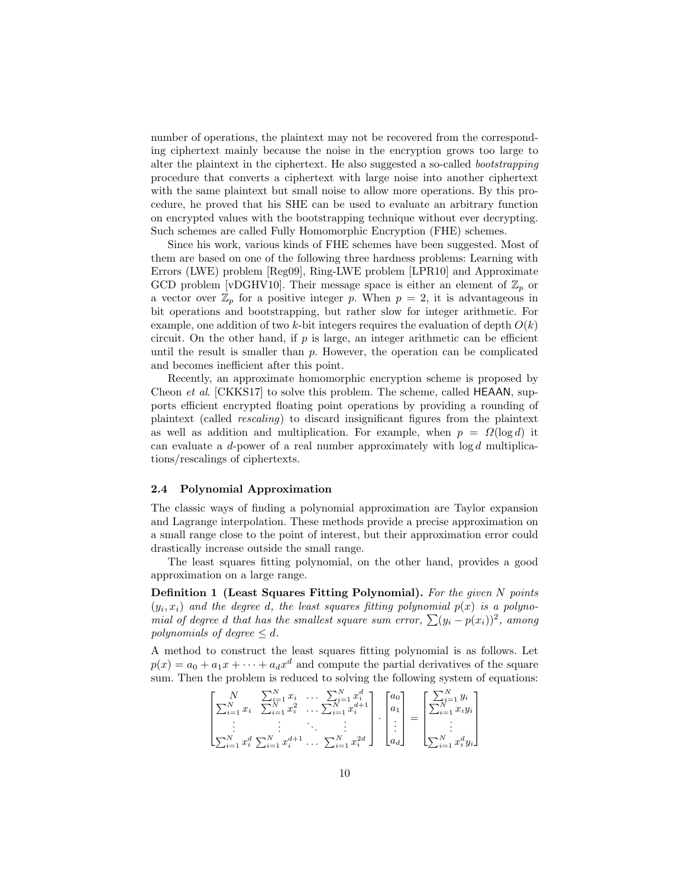number of operations, the plaintext may not be recovered from the corresponding ciphertext mainly because the noise in the encryption grows too large to alter the plaintext in the ciphertext. He also suggested a so-called *bootstrapping* procedure that converts a ciphertext with large noise into another ciphertext with the same plaintext but small noise to allow more operations. By this procedure, he proved that his SHE can be used to evaluate an arbitrary function on encrypted values with the bootstrapping technique without ever decrypting. Such schemes are called Fully Homomorphic Encryption (FHE) schemes.

Since his work, various kinds of FHE schemes have been suggested. Most of them are based on one of the following three hardness problems: Learning with Errors (LWE) problem [Reg09], Ring-LWE problem [LPR10] and Approximate GCD problem [vDGHV10]. Their message space is either an element of $\mathbb{Z}_p$ or a vector over $\mathbb{Z}_p$ for a positive integer $p$. When $p = 2$, it is advantageous in bit operations and bootstrapping, but rather slow for integer arithmetic. For example, one addition of two $k$-bit integers requires the evaluation of depth $O(k)$ circuit. On the other hand, if $p$ is large, an integer arithmetic can be efficient until the result is smaller than $p$. However, the operation can be complicated and becomes inefficient after this point.

Recently, an approximate homomorphic encryption scheme is proposed by Cheon *et al*. [CKKS17] to solve this problem. The scheme, called HEAAN, supports efficient encrypted floating point operations by providing a rounding of plaintext (called *rescaling*) to discard insignificant figures from the plaintext as well as addition and multiplication. For example, when $p = \Omega(\log d)$ it can evaluate a $d$-power of a real number approximately with $\log d$ multiplications/rescalings of ciphertexts.

### 2.4 Polynomial Approximation

The classic ways of finding a polynomial approximation are Taylor expansion and Lagrange interpolation. These methods provide a precise approximation on a small range close to the point of interest, but their approximation error could drastically increase outside the small range.

The least squares fitting polynomial, on the other hand, provides a good approximation on a large range.

**Definition 1 (Least Squares Fitting Polynomial).** *For the given $N$ points $(y_i, x_i)$ and the degree $d$, the least squares fitting polynomial $p(x)$ is a polynomial of degree $d$ that has the smallest square sum error, $\sum(y_i - p(x_i))^2$, among polynomials of degree $\leq d$.*

A method to construct the least squares fitting polynomial is as follows. Let $p(x) = a_0 + a_1 x + \cdots + a_d x^d$ and compute the partial derivatives of the square sum. Then the problem is reduced to solving the following system of equations:

$$\begin{bmatrix} N & \sum_{i=1}^N x_i & \dots & \sum_{i=1}^N x_i^d \\ \sum_{i=1}^N x_i & \sum_{i=1}^N x_i^2 & \dots & \sum_{i=1}^N x_i^{d+1} \\ \vdots & \vdots & \ddots & \vdots \\ \sum_{i=1}^N x_i^d & \sum_{i=1}^N x_i^{d+1} & \dots & \sum_{i=1}^N x_i^{2d} \end{bmatrix} \cdot \begin{bmatrix} a_0 \\ a_1 \\ \vdots \\ a_d \end{bmatrix} = \begin{bmatrix} \sum_{i=1}^N y_i \\ \sum_{i=1}^N x_i y_i \\ \vdots \\ \sum_{i=1}^N x_i^d y_i \end{bmatrix}$$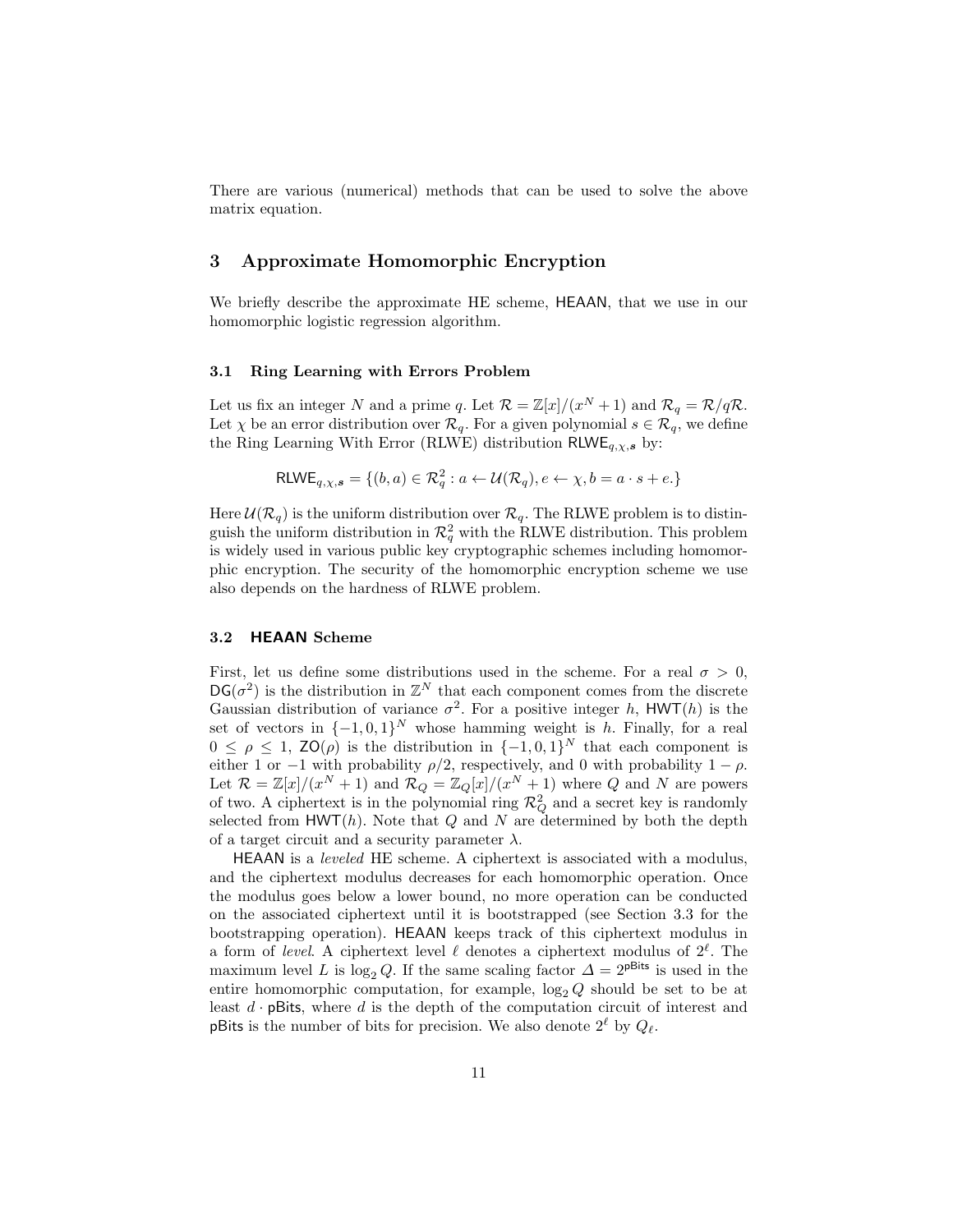There are various (numerical) methods that can be used to solve the above matrix equation.

## 3 Approximate Homomorphic Encryption

We briefly describe the approximate HE scheme, HEAAN, that we use in our homomorphic logistic regression algorithm.

### 3.1 Ring Learning with Errors Problem

Let us fix an integer $N$ and a prime $q$. Let $\mathcal{R} = \mathbb{Z}[x]/(x^N + 1)$ and $\mathcal{R}_q = \mathcal{R}/q\mathcal{R}$. Let $\chi$ be an error distribution over $\mathcal{R}_q$. For a given polynomial $s \in \mathcal{R}_q$, we define the Ring Learning With Error (RLWE) distribution $\mathsf{RLWE}_{q,\chi,\boldsymbol{s}}$ by:

$$\mathsf{RLWE}_{q,\chi,\boldsymbol{s}} = \{(b, a) \in \mathcal{R}_q^2 : a \leftarrow \mathcal{U}(\mathcal{R}_q), e \leftarrow \chi, b = a \cdot s + e.\}$$

Here $\mathcal{U}(\mathcal{R}_q)$ is the uniform distribution over $\mathcal{R}_q$. The RLWE problem is to distinguish the uniform distribution in $\mathcal{R}_q^2$ with the RLWE distribution. This problem is widely used in various public key cryptographic schemes including homomorphic encryption. The security of the homomorphic encryption scheme we use also depends on the hardness of RLWE problem.

### 3.2 HEAAN Scheme

First, let us define some distributions used in the scheme. For a real $\sigma > 0$, $\mathsf{DG}(\sigma^2)$ is the distribution in $\mathbb{Z}^N$ that each component comes from the discrete Gaussian distribution of variance $\sigma^2$. For a positive integer $h$, $\mathsf{HWT}(h)$ is the set of vectors in $\{-1, 0, 1\}^N$ whose hamming weight is $h$. Finally, for a real $0 \leq \rho \leq 1$, $\mathsf{ZO}(\rho)$ is the distribution in $\{-1, 0, 1\}^N$ that each component is either 1 or $-1$ with probability $\rho/2$, respectively, and 0 with probability $1 - \rho$. Let $\mathcal{R} = \mathbb{Z}[x]/(x^N + 1)$ and $\mathcal{R}_Q = \mathbb{Z}_Q[x]/(x^N + 1)$ where $Q$ and $N$ are powers of two. A ciphertext is in the polynomial ring $\mathcal{R}_Q^2$ and a secret key is randomly selected from $\mathsf{HWT}(h)$. Note that $Q$ and $N$ are determined by both the depth of a target circuit and a security parameter $\lambda$.

HEAAN is a *leveled* HE scheme. A ciphertext is associated with a modulus, and the ciphertext modulus decreases for each homomorphic operation. Once the modulus goes below a lower bound, no more operation can be conducted on the associated ciphertext until it is bootstrapped (see Section 3.3 for the bootstrapping operation). HEAAN keeps track of this ciphertext modulus in a form of *level*. A ciphertext level $\ell$ denotes a ciphertext modulus of $2^\ell$. The maximum level $L$ is $\log_2 Q$. If the same scaling factor $\Delta = 2^{\mathsf{pBits}}$ is used in the entire homomorphic computation, for example, $\log_2 Q$ should be set to be at least $d \cdot \mathsf{pBits}$, where $d$ is the depth of the computation circuit of interest and $\mathsf{pBits}$ is the number of bits for precision. We also denote $2^\ell$ by $Q_\ell$.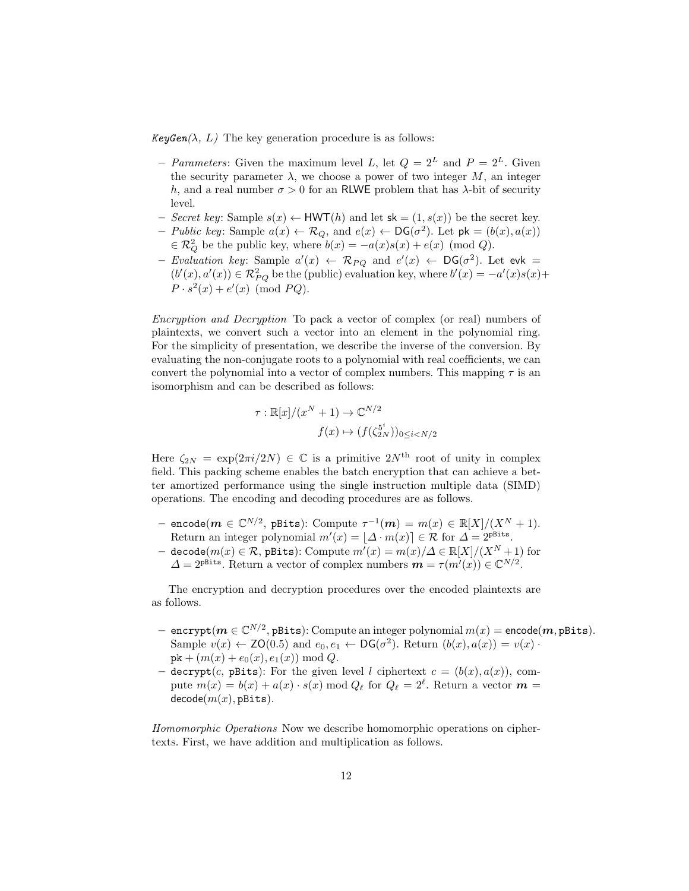*KeyGen($\lambda$, $L$)* The key generation procedure is as follows:

- *Parameters*: Given the maximum level $L$, let $Q = 2^L$ and $P = 2^L$. Given the security parameter $\lambda$, we choose a power of two integer $M$, an integer $h$, and a real number $\sigma > 0$ for an RLWE problem that has $\lambda$-bit of security level.
- *Secret key*: Sample $s(x) \leftarrow \mathsf{HWT}(h)$ and let $\mathsf{sk} = (1, s(x))$ be the secret key.
- *Public key*: Sample $a(x) \leftarrow \mathcal{R}_Q$, and $e(x) \leftarrow \mathsf{DG}(\sigma^2)$. Let $\mathsf{pk} = (b(x), a(x)) \in \mathcal{R}_Q^2$ be the public key, where $b(x) = -a(x)s(x) + e(x) \pmod{Q}$.
- *Evaluation key*: Sample $a'(x) \leftarrow \mathcal{R}_{PQ}$ and $e'(x) \leftarrow \mathsf{DG}(\sigma^2)$. Let $\mathsf{evk} = (b'(x), a'(x)) \in \mathcal{R}_{PQ}^2$ be the (public) evaluation key, where $b'(x) = -a'(x)s(x) + P \cdot s^2(x) + e'(x) \pmod{PQ}$.

*Encryption and Decryption* To pack a vector of complex (or real) numbers of plaintexts, we convert such a vector into an element in the polynomial ring. For the simplicity of presentation, we describe the inverse of the conversion. By evaluating the non-conjugate roots to a polynomial with real coefficients, we can convert the polynomial into a vector of complex numbers. This mapping $\tau$ is an isomorphism and can be described as follows:

$$\tau : \mathbb{R}[x]/(x^N + 1) \rightarrow \mathbb{C}^{N/2}$$
$$f(x) \mapsto (f(\zeta_{2N}^{5^i}))_{0 \leq i < N/2}$$

Here $\zeta_{2N} = \exp(2\pi i/2N) \in \mathbb{C}$ is a primitive $2N^{\text{th}}$ root of unity in complex field. This packing scheme enables the batch encryption that can achieve a better amortized performance using the single instruction multiple data (SIMD) operations. The encoding and decoding procedures are as follows.

- $\mathtt{encode}(\boldsymbol{m} \in \mathbb{C}^{N/2}, \mathtt{pBits})$: Compute $\tau^{-1}(\boldsymbol{m}) = m(x) \in \mathbb{R}[X]/(X^N + 1)$. Return an integer polynomial $m'(x) = \lfloor \Delta \cdot m(x) \rceil \in \mathcal{R}$ for $\Delta = 2^{\mathtt{pBits}}$.
- $\mathtt{decode}(m(x) \in \mathcal{R}, \mathtt{pBits})$: Compute $m'(x) = m(x)/\Delta \in \mathbb{R}[X]/(X^N + 1)$ for $\Delta = 2^{\mathtt{pBits}}$. Return a vector of complex numbers $\boldsymbol{m} = \tau(m'(x)) \in \mathbb{C}^{N/2}$.

The encryption and decryption procedures over the encoded plaintexts are as follows.

- $\mathtt{encrypt}(\boldsymbol{m} \in \mathbb{C}^{N/2}, \mathtt{pBits})$: Compute an integer polynomial $m(x) = \mathtt{encode}(\boldsymbol{m}, \mathtt{pBits})$. Sample $v(x) \leftarrow \mathsf{ZO}(0.5)$ and $e_0, e_1 \leftarrow \mathsf{DG}(\sigma^2)$. Return $(b(x), a(x)) = v(x) \cdot \mathsf{pk} + (m(x) + e_0(x), e_1(x)) \bmod Q$.
- $\mathtt{decrypt}(c, \mathtt{pBits})$: For the given level $l$ ciphertext $c = (b(x), a(x))$, compute $m(x) = b(x) + a(x) \cdot s(x) \bmod Q_\ell$ for $Q_\ell = 2^\ell$. Return a vector $\boldsymbol{m} = \mathtt{decode}(m(x), \mathtt{pBits})$.

*Homomorphic Operations* Now we describe homomorphic operations on ciphertexts. First, we have addition and multiplication as follows.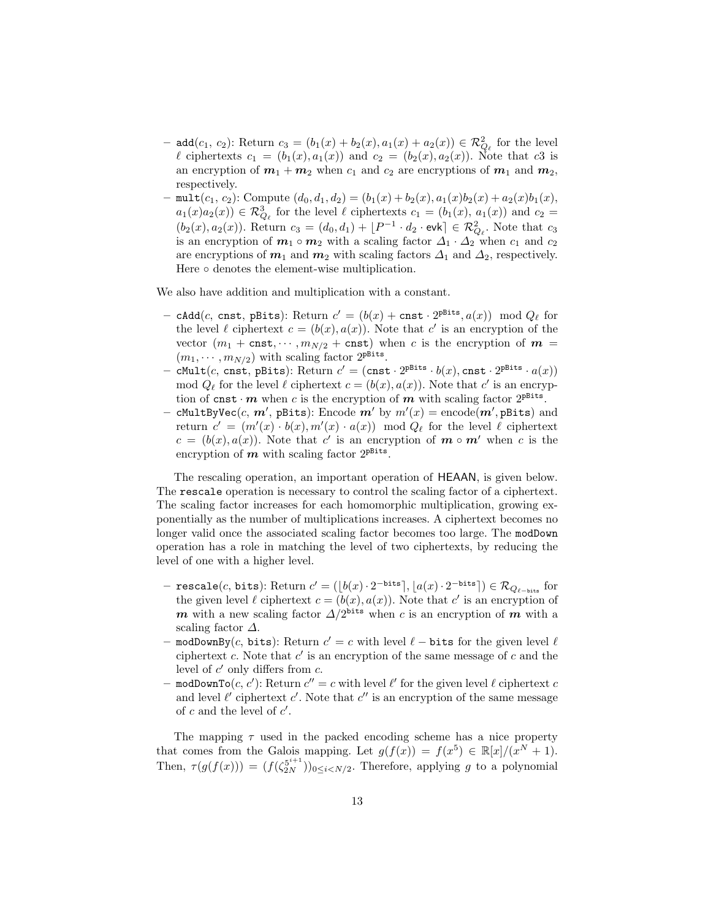- $\texttt{add}(c_1,\, c_2)$: Return $c_3 = (b_1(x) + b_2(x), a_1(x) + a_2(x)) \in \mathcal{R}^2_{Q_\ell}$ for the level $\ell$ ciphertexts $c_1 = (b_1(x), a_1(x))$ and $c_2 = (b_2(x), a_2(x))$. Note that $c3$ is an encryption of $\boldsymbol{m}_1 + \boldsymbol{m}_2$ when $c_1$ and $c_2$ are encryptions of $\boldsymbol{m}_1$ and $\boldsymbol{m}_2$, respectively.
- $\texttt{mult}(c_1,\, c_2)$: Compute $(d_0, d_1, d_2) = (b_1(x) + b_2(x), a_1(x)b_2(x) + a_2(x)b_1(x), a_1(x)a_2(x)) \in \mathcal{R}^3_{Q_\ell}$ for the level $\ell$ ciphertexts $c_1 = (b_1(x),\, a_1(x))$ and $c_2 = (b_2(x), a_2(x))$. Return $c_3 = (d_0, d_1) + \lfloor P^{-1} \cdot d_2 \cdot \mathsf{evk} \rceil \in \mathcal{R}^2_{Q_\ell}$. Note that $c_3$ is an encryption of $\boldsymbol{m}_1 \circ \boldsymbol{m}_2$ with a scaling factor $\Delta_1 \cdot \Delta_2$ when $c_1$ and $c_2$ are encryptions of $\boldsymbol{m}_1$ and $\boldsymbol{m}_2$ with scaling factors $\Delta_1$ and $\Delta_2$, respectively. Here $\circ$ denotes the element-wise multiplication.

We also have addition and multiplication with a constant.

- $\texttt{cAdd}(c,\, \texttt{cnst},\, \texttt{pBits})$: Return $c' = (b(x) + \texttt{cnst} \cdot 2^{\texttt{pBits}}, a(x)) \mod Q_\ell$ for the level $\ell$ ciphertext $c = (b(x), a(x))$. Note that $c'$ is an encryption of the vector $(m_1 + \texttt{cnst}, \cdots, m_{N/2} + \texttt{cnst})$ when $c$ is the encryption of $\boldsymbol{m} = (m_1, \cdots, m_{N/2})$ with scaling factor $2^{\texttt{pBits}}$.
- $\texttt{cMult}(c,\, \texttt{cnst},\, \texttt{pBits})$: Return $c' = (\texttt{cnst} \cdot 2^{\texttt{pBits}} \cdot b(x), \texttt{cnst} \cdot 2^{\texttt{pBits}} \cdot a(x)) \mod Q_\ell$ for the level $\ell$ ciphertext $c = (b(x), a(x))$. Note that $c'$ is an encryption of $\texttt{cnst} \cdot \boldsymbol{m}$ when $c$ is the encryption of $\boldsymbol{m}$ with scaling factor $2^{\texttt{pBits}}$.
- $\texttt{cMultByVec}(c,\, \boldsymbol{m'},\, \texttt{pBits})$: Encode $\boldsymbol{m'}$ by $m'(x) = \text{encode}(\boldsymbol{m'}, \texttt{pBits})$ and return $c' = (m'(x) \cdot b(x), m'(x) \cdot a(x)) \mod Q_\ell$ for the level $\ell$ ciphertext $c = (b(x), a(x))$. Note that $c'$ is an encryption of $\boldsymbol{m} \circ \boldsymbol{m'}$ when $c$ is the encryption of $\boldsymbol{m}$ with scaling factor $2^{\texttt{pBits}}$.

The rescaling operation, an important operation of HEAAN, is given below. The `rescale` operation is necessary to control the scaling factor of a ciphertext. The scaling factor increases for each homomorphic multiplication, growing exponentially as the number of multiplications increases. A ciphertext becomes no longer valid once the associated scaling factor becomes too large. The `modDown` operation has a role in matching the level of two ciphertexts, by reducing the level of one with a higher level.

- $\texttt{rescale}(c,\, \texttt{bits})$: Return $c' = (\lfloor b(x) \cdot 2^{-\texttt{bits}} \rceil, \lfloor a(x) \cdot 2^{-\texttt{bits}} \rceil) \in \mathcal{R}_{Q_{\ell - \texttt{bits}}}$ for the given level $\ell$ ciphertext $c = (b(x), a(x))$. Note that $c'$ is an encryption of $\boldsymbol{m}$ with a new scaling factor $\Delta / 2^{\texttt{bits}}$ when $c$ is an encryption of $\boldsymbol{m}$ with a scaling factor $\Delta$.
- $\texttt{modDownBy}(c,\, \texttt{bits})$: Return $c' = c$ with level $\ell - \texttt{bits}$ for the given level $\ell$ ciphertext $c$. Note that $c'$ is an encryption of the same message of $c$ and the level of $c'$ only differs from $c$.
- $\texttt{modDownTo}(c,\, c')$: Return $c'' = c$ with level $\ell'$ for the given level $\ell$ ciphertext $c$ and level $\ell'$ ciphertext $c'$. Note that $c''$ is an encryption of the same message of $c$ and the level of $c'$.

The mapping $\tau$ used in the packed encoding scheme has a nice property that comes from the Galois mapping. Let $g(f(x)) = f(x^5) \in \mathbb{R}[x]/(x^N + 1)$. Then, $\tau(g(f(x))) = (f(\zeta_{2N}^{5^{i+1}}))_{0 \leq i < N/2}$. Therefore, applying $g$ to a polynomial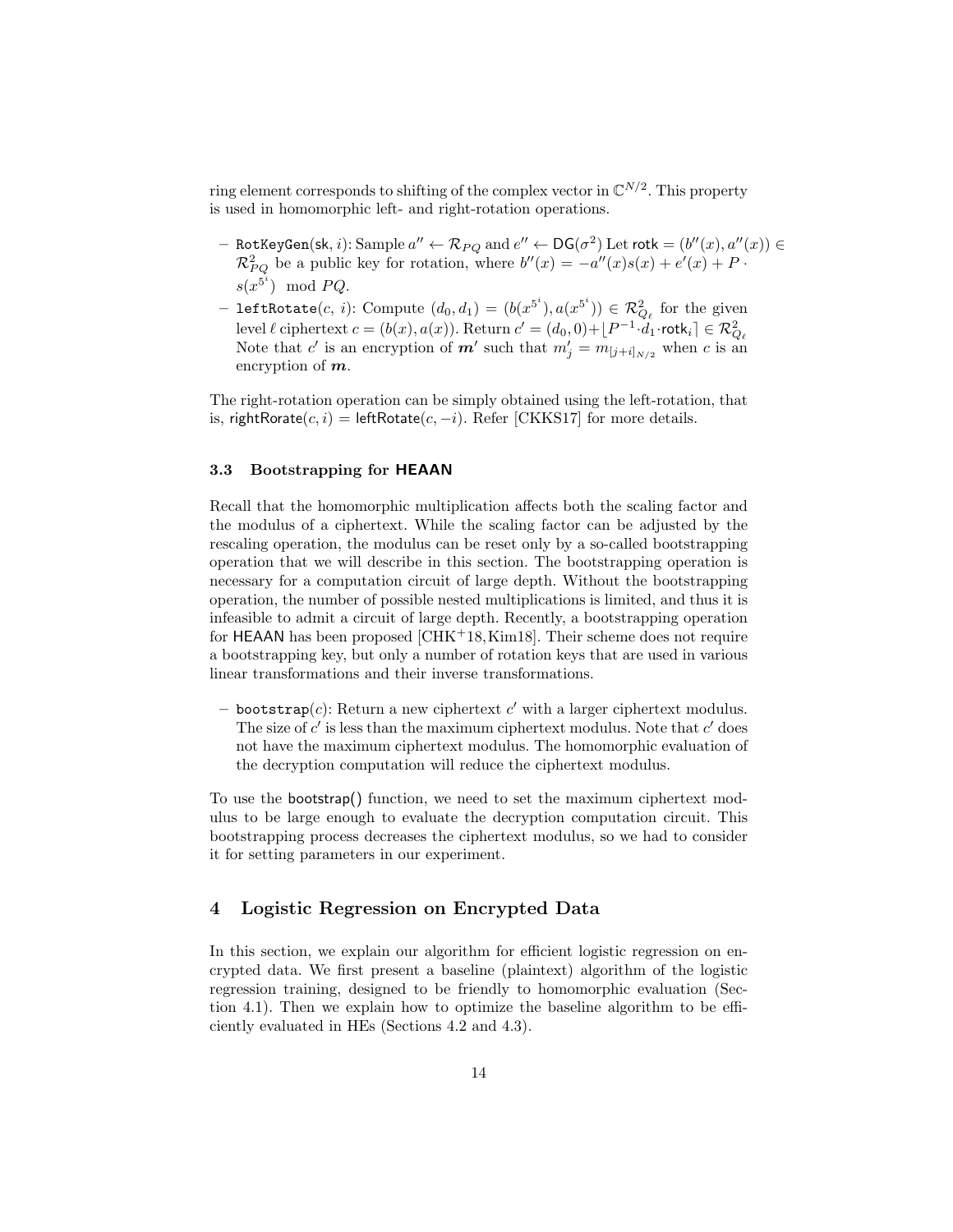ring element corresponds to shifting of the complex vector in $\mathbb{C}^{N/2}$. This property is used in homomorphic left- and right-rotation operations.

- $\texttt{RotKeyGen}(\mathsf{sk}, i)$: Sample $a'' \leftarrow \mathcal{R}_{PQ}$ and $e'' \leftarrow \mathsf{DG}(\sigma^2)$ Let $\mathsf{rotk} = (b''(x), a''(x)) \in \mathcal{R}_{PQ}^2$ be a public key for rotation, where $b''(x) = -a''(x)s(x) + e'(x) + P \cdot s(x^{5^i}) \mod PQ$.
- $\texttt{leftRotate}(c, i)$: Compute $(d_0, d_1) = (b(x^{5^i}), a(x^{5^i})) \in \mathcal{R}_{Q_\ell}^2$ for the given level $\ell$ ciphertext $c = (b(x), a(x))$. Return $c' = (d_0, 0) + \lfloor P^{-1} \cdot d_1 \cdot \mathsf{rotk}_i \rceil \in \mathcal{R}_{Q_\ell}^2$ Note that $c'$ is an encryption of $\boldsymbol{m}'$ such that $m'_j = m_{[j+i]_{N/2}}$ when $c$ is an encryption of $\boldsymbol{m}$.

The right-rotation operation can be simply obtained using the left-rotation, that is, $\mathsf{rightRorate}(c, i) = \mathsf{leftRotate}(c, -i)$. Refer [CKKS17] for more details.

### 3.3 Bootstrapping for HEAAN

Recall that the homomorphic multiplication affects both the scaling factor and the modulus of a ciphertext. While the scaling factor can be adjusted by the rescaling operation, the modulus can be reset only by a so-called bootstrapping operation that we will describe in this section. The bootstrapping operation is necessary for a computation circuit of large depth. Without the bootstrapping operation, the number of possible nested multiplications is limited, and thus it is infeasible to admit a circuit of large depth. Recently, a bootstrapping operation for HEAAN has been proposed [CHK+18, Kim18]. Their scheme does not require a bootstrapping key, but only a number of rotation keys that are used in various linear transformations and their inverse transformations.

- $\texttt{bootstrap}(c)$: Return a new ciphertext $c'$ with a larger ciphertext modulus. The size of $c'$ is less than the maximum ciphertext modulus. Note that $c'$ does not have the maximum ciphertext modulus. The homomorphic evaluation of the decryption computation will reduce the ciphertext modulus.

To use the bootstrap() function, we need to set the maximum ciphertext modulus to be large enough to evaluate the decryption computation circuit. This bootstrapping process decreases the ciphertext modulus, so we had to consider it for setting parameters in our experiment.

## 4 Logistic Regression on Encrypted Data

In this section, we explain our algorithm for efficient logistic regression on encrypted data. We first present a baseline (plaintext) algorithm of the logistic regression training, designed to be friendly to homomorphic evaluation (Section 4.1). Then we explain how to optimize the baseline algorithm to be efficiently evaluated in HEs (Sections 4.2 and 4.3).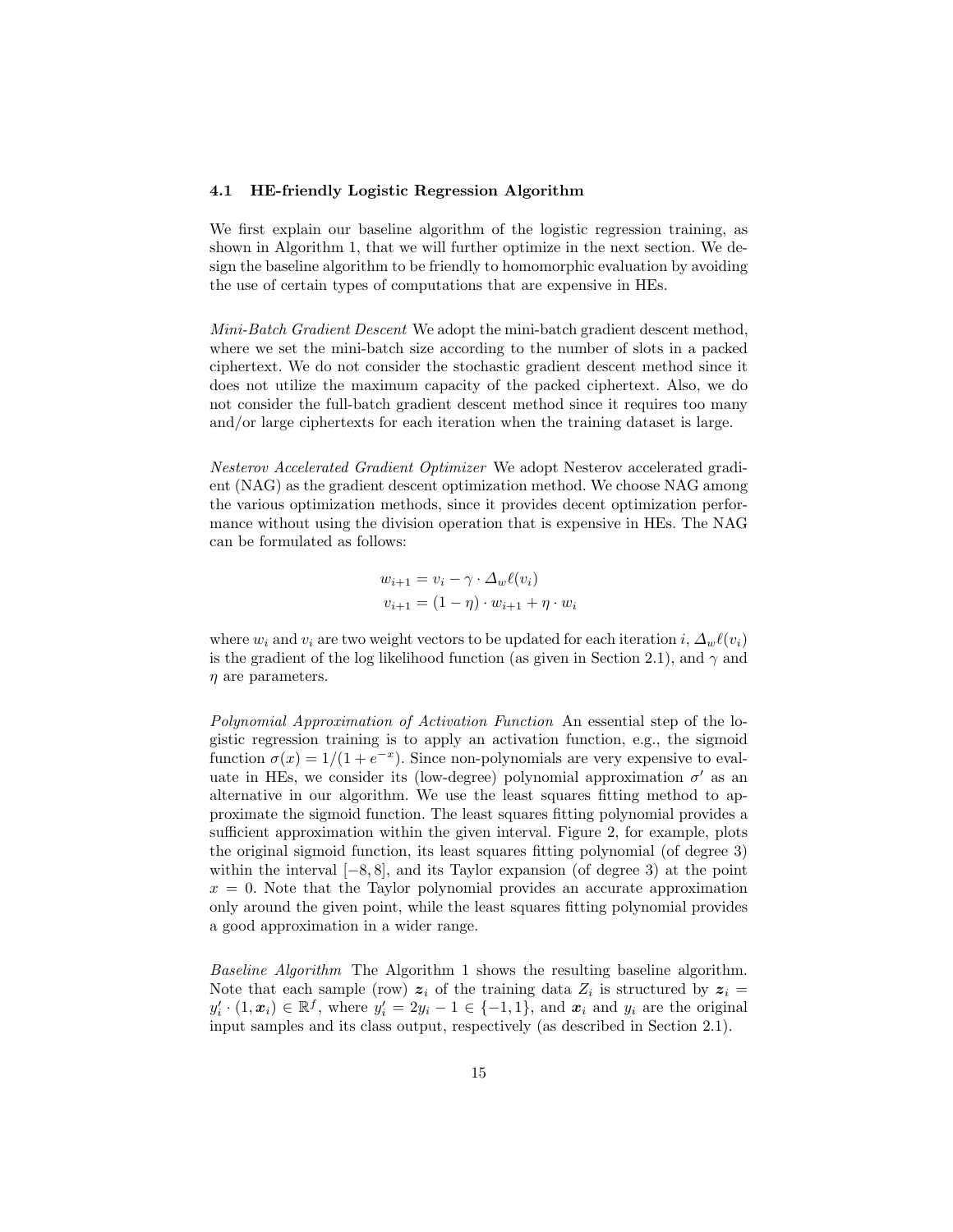### 4.1 HE-friendly Logistic Regression Algorithm

We first explain our baseline algorithm of the logistic regression training, as shown in Algorithm 1, that we will further optimize in the next section. We design the baseline algorithm to be friendly to homomorphic evaluation by avoiding the use of certain types of computations that are expensive in HEs.

*Mini-Batch Gradient Descent* We adopt the mini-batch gradient descent method, where we set the mini-batch size according to the number of slots in a packed ciphertext. We do not consider the stochastic gradient descent method since it does not utilize the maximum capacity of the packed ciphertext. Also, we do not consider the full-batch gradient descent method since it requires too many and/or large ciphertexts for each iteration when the training dataset is large.

*Nesterov Accelerated Gradient Optimizer* We adopt Nesterov accelerated gradient (NAG) as the gradient descent optimization method. We choose NAG among the various optimization methods, since it provides decent optimization performance without using the division operation that is expensive in HEs. The NAG can be formulated as follows:

$$
\begin{aligned}
w_{i+1} &= v_i - \gamma \cdot \Delta_w \ell(v_i) \\
v_{i+1} &= (1-\eta) \cdot w_{i+1} + \eta \cdot w_i
\end{aligned}
$$

where $w_i$ and $v_i$ are two weight vectors to be updated for each iteration $i$, $\Delta_w \ell(v_i)$ is the gradient of the log likelihood function (as given in Section 2.1), and $\gamma$ and $\eta$ are parameters.

*Polynomial Approximation of Activation Function* An essential step of the logistic regression training is to apply an activation function, e.g., the sigmoid function $\sigma(x) = 1/(1+e^{-x})$. Since non-polynomials are very expensive to evaluate in HEs, we consider its (low-degree) polynomial approximation $\sigma'$ as an alternative in our algorithm. We use the least squares fitting method to approximate the sigmoid function. The least squares fitting polynomial provides a sufficient approximation within the given interval. Figure 2, for example, plots the original sigmoid function, its least squares fitting polynomial (of degree 3) within the interval $[-8, 8]$, and its Taylor expansion (of degree 3) at the point $x = 0$. Note that the Taylor polynomial provides an accurate approximation only around the given point, while the least squares fitting polynomial provides a good approximation in a wider range.

*Baseline Algorithm* The Algorithm 1 shows the resulting baseline algorithm. Note that each sample (row) $\boldsymbol{z}_i$ of the training data $Z_i$ is structured by $\boldsymbol{z}_i = y'_i \cdot (1, \boldsymbol{x}_i) \in \mathbb{R}^f$, where $y'_i = 2y_i - 1 \in \{-1, 1\}$, and $\boldsymbol{x}_i$ and $y_i$ are the original input samples and its class output, respectively (as described in Section 2.1).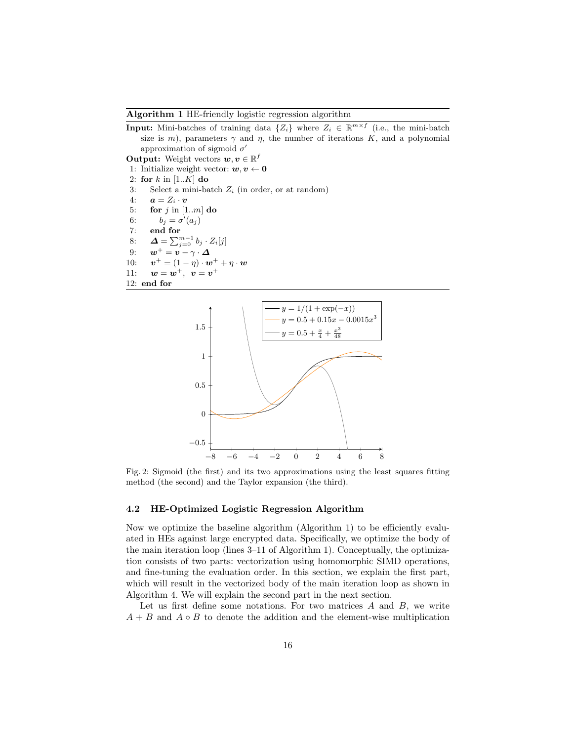**Algorithm 1** HE-friendly logistic regression algorithm

**Input:** Mini-batches of training data $\{Z_i\}$ where $Z_i \in \mathbb{R}^{m \times f}$ (i.e., the mini-batch size is $m$), parameters $\gamma$ and $\eta$, the number of iterations $K$, and a polynomial approximation of sigmoid $\sigma'$

**Output:** Weight vectors $\boldsymbol{w}, \boldsymbol{v} \in \mathbb{R}^f$

1: Initialize weight vector: $\boldsymbol{w}, \boldsymbol{v} \leftarrow \mathbf{0}$
2: **for** $k$ in $[1..K]$ **do**
3: Select a mini-batch $Z_i$ (in order, or at random)
4: $\boldsymbol{a} = Z_i \cdot \boldsymbol{v}$
5: **for** $j$ in $[1..m]$ **do**
6: $b_j = \sigma'(a_j)$
7: **end for**
8: $\boldsymbol{\Delta} = \sum_{j=0}^{m-1} b_j \cdot Z_i[j]$
9: $\boldsymbol{w}^+ = \boldsymbol{v} - \gamma \cdot \boldsymbol{\Delta}$
10: $\boldsymbol{v}^+ = (1-\eta) \cdot \boldsymbol{w}^+ + \eta \cdot \boldsymbol{w}$
11: $\boldsymbol{w} = \boldsymbol{w}^+, \ \boldsymbol{v} = \boldsymbol{v}^+$
12: **end for**

Fig. 2: Sigmoid (the first) and its two approximations using the least squares fitting method (the second) and the Taylor expansion (the third).

### 4.2 HE-Optimized Logistic Regression Algorithm

Now we optimize the baseline algorithm (Algorithm 1) to be efficiently evaluated in HEs against large encrypted data. Specifically, we optimize the body of the main iteration loop (lines 3–11 of Algorithm 1). Conceptually, the optimization consists of two parts: vectorization using homomorphic SIMD operations, and fine-tuning the evaluation order. In this section, we explain the first part, which will result in the vectorized body of the main iteration loop as shown in Algorithm 4. We will explain the second part in the next section.

Let us first define some notations. For two matrices $A$ and $B$, we write $A + B$ and $A \circ B$ to denote the addition and the element-wise multiplication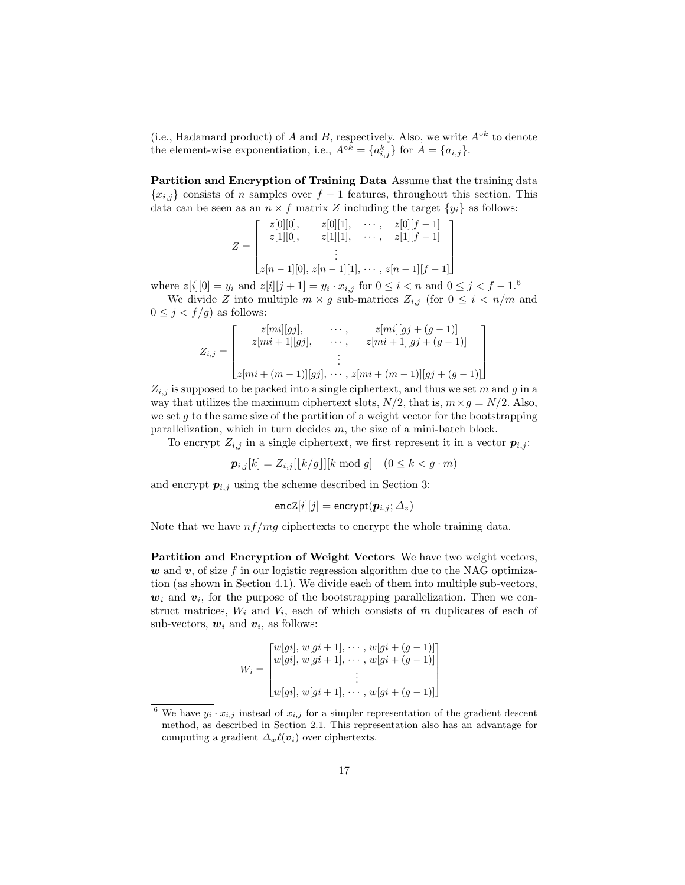(i.e., Hadamard product) of $A$ and $B$, respectively. Also, we write $A^{\circ k}$ to denote the element-wise exponentiation, i.e., $A^{\circ k} = \{a_{i,j}^k\}$ for $A = \{a_{i,j}\}$.

**Partition and Encryption of Training Data** Assume that the training data $\{x_{i,j}\}$ consists of $n$ samples over $f-1$ features, throughout this section. This data can be seen as an $n \times f$ matrix $Z$ including the target $\{y_i\}$ as follows:

$$Z = \begin{bmatrix} z[0][0], & z[0][1], & \cdots, & z[0][f-1] \\ z[1][0], & z[1][1], & \cdots, & z[1][f-1] \\ & & \vdots & \\ z[n-1][0], & z[n-1][1], & \cdots, & z[n-1][f-1] \end{bmatrix}$$

where $z[i][0] = y_i$ and $z[i][j+1] = y_i \cdot x_{i,j}$ for $0 \le i < n$ and $0 \le j < f-1$.[6]

We divide $Z$ into multiple $m \times g$ sub-matrices $Z_{i,j}$ (for $0 \le i < n/m$ and $0 \le j < f/g$) as follows:

$$Z_{i,j} = \begin{bmatrix} z[mi][gj], & \cdots, & z[mi][gj+(g-1)] \\ z[mi+1][gj], & \cdots, & z[mi+1][gj+(g-1)] \\ & \vdots & \\ z[mi+(m-1)][gj], & \cdots, & z[mi+(m-1)][gj+(g-1)] \end{bmatrix}$$

$Z_{i,j}$ is supposed to be packed into a single ciphertext, and thus we set $m$ and $g$ in a way that utilizes the maximum ciphertext slots, $N/2$, that is, $m \times g = N/2$. Also, we set $g$ to the same size of the partition of a weight vector for the bootstrapping parallelization, which in turn decides $m$, the size of a mini-batch block.

To encrypt $Z_{i,j}$ in a single ciphertext, we first represent it in a vector $\boldsymbol{p}_{i,j}$:

$$\boldsymbol{p}_{i,j}[k] = Z_{i,j}[\lfloor k/g \rfloor][k \bmod g] \quad (0 \le k < g \cdot m)$$

and encrypt $\boldsymbol{p}_{i,j}$ using the scheme described in Section 3:

$$\mathsf{encZ}[i][j] = \mathsf{encrypt}(\boldsymbol{p}_{i,j}; \Delta_z)$$

Note that we have $nf/mg$ ciphertexts to encrypt the whole training data.

**Partition and Encryption of Weight Vectors** We have two weight vectors, $\boldsymbol{w}$ and $\boldsymbol{v}$, of size $f$ in our logistic regression algorithm due to the NAG optimization (as shown in Section 4.1). We divide each of them into multiple sub-vectors, $\boldsymbol{w}_i$ and $\boldsymbol{v}_i$, for the purpose of the bootstrapping parallelization. Then we construct matrices, $W_i$ and $V_i$, each of which consists of $m$ duplicates of each of sub-vectors, $\boldsymbol{w}_i$ and $\boldsymbol{v}_i$, as follows:

$$W_i = \begin{bmatrix} w[gi], w[gi+1], \cdots, w[gi+(g-1)] \\ w[gi], w[gi+1], \cdots, w[gi+(g-1)] \\ \vdots \\ w[gi], w[gi+1], \cdots, w[gi+(g-1)] \end{bmatrix}$$

[6] We have $y_i \cdot x_{i,j}$ instead of $x_{i,j}$ for a simpler representation of the gradient descent method, as described in Section 2.1. This representation also has an advantage for computing a gradient $\Delta_w \ell(\boldsymbol{v}_i)$ over ciphertexts.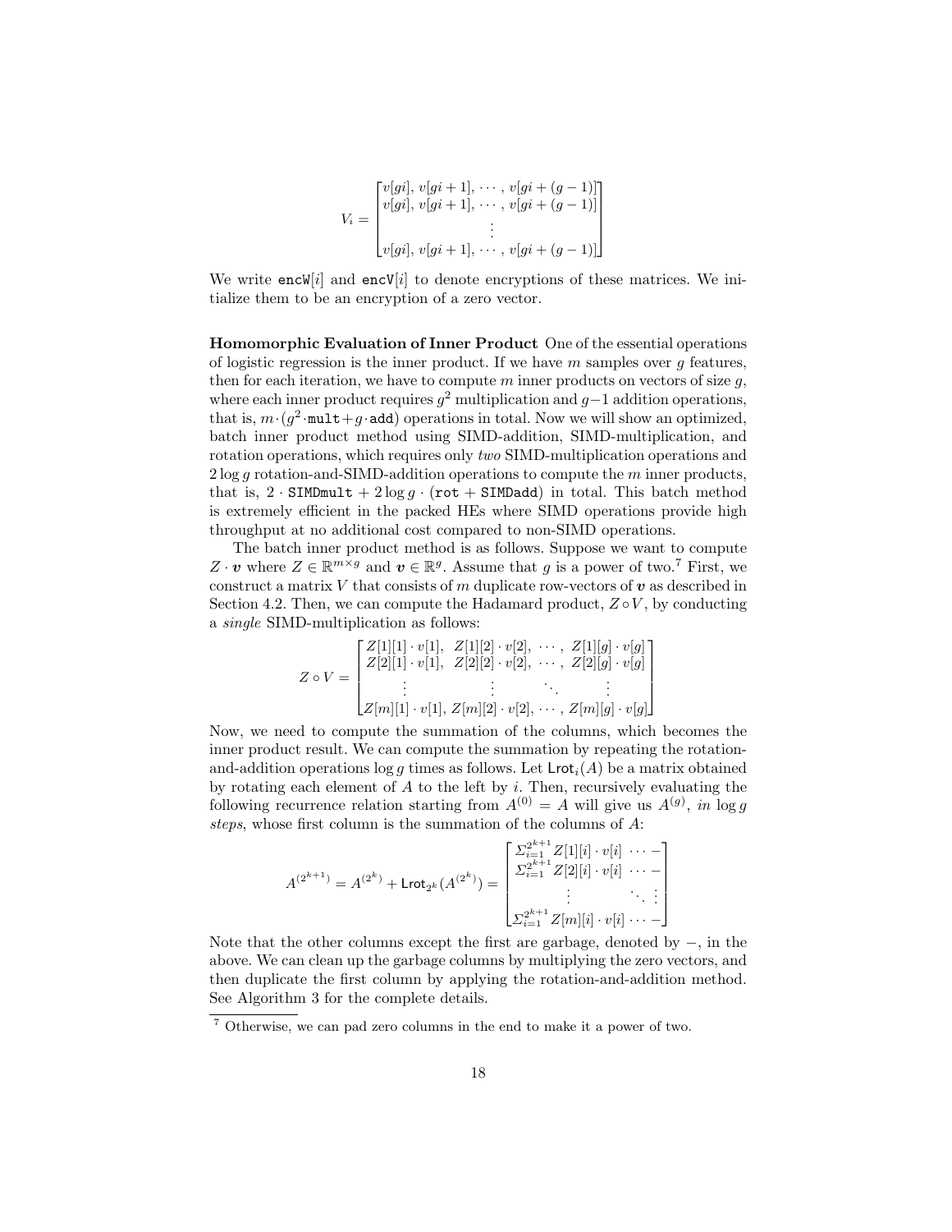$$V_i = \begin{bmatrix} v[gi],\, v[gi+1],\, \cdots,\, v[gi+(g-1)] \\ v[gi],\, v[gi+1],\, \cdots,\, v[gi+(g-1)] \\ \vdots \\ v[gi],\, v[gi+1],\, \cdots,\, v[gi+(g-1)] \end{bmatrix}$$

We write $\texttt{encW}[i]$ and $\texttt{encV}[i]$ to denote encryptions of these matrices. We initialize them to be an encryption of a zero vector.

**Homomorphic Evaluation of Inner Product** One of the essential operations of logistic regression is the inner product. If we have $m$ samples over $g$ features, then for each iteration, we have to compute $m$ inner products on vectors of size $g$, where each inner product requires $g^2$ multiplication and $g-1$ addition operations, that is, $m \cdot (g^2 \cdot \texttt{mult} + g \cdot \texttt{add})$ operations in total. Now we will show an optimized, batch inner product method using SIMD-addition, SIMD-multiplication, and rotation operations, which requires only *two* SIMD-multiplication operations and $2 \log g$ rotation-and-SIMD-addition operations to compute the $m$ inner products, that is, $2 \cdot \texttt{SIMDmult} + 2 \log g \cdot (\texttt{rot} + \texttt{SIMDadd})$ in total. This batch method is extremely efficient in the packed HEs where SIMD operations provide high throughput at no additional cost compared to non-SIMD operations.

The batch inner product method is as follows. Suppose we want to compute $Z \cdot \boldsymbol{v}$ where $Z \in \mathbb{R}^{m \times g}$ and $\boldsymbol{v} \in \mathbb{R}^g$. Assume that $g$ is a power of two.[7] First, we construct a matrix $V$ that consists of $m$ duplicate row-vectors of $\boldsymbol{v}$ as described in Section 4.2. Then, we can compute the Hadamard product, $Z \circ V$, by conducting a *single* SIMD-multiplication as follows:

$$Z \circ V = \begin{bmatrix} Z[1][1] \cdot v[1], & Z[1][2] \cdot v[2], & \cdots, & Z[1][g] \cdot v[g] \\ Z[2][1] \cdot v[1], & Z[2][2] \cdot v[2], & \cdots, & Z[2][g] \cdot v[g] \\ \vdots & \vdots & \ddots & \vdots \\ Z[m][1] \cdot v[1], & Z[m][2] \cdot v[2], & \cdots, & Z[m][g] \cdot v[g] \end{bmatrix}$$

Now, we need to compute the summation of the columns, which becomes the inner product result. We can compute the summation by repeating the rotation-and-addition operations $\log g$ times as follows. Let $\mathsf{Lrot}_i(A)$ be a matrix obtained by rotating each element of $A$ to the left by $i$. Then, recursively evaluating the following recurrence relation starting from $A^{(0)} = A$ will give us $A^{(g)}$, *in* $\log g$ *steps*, whose first column is the summation of the columns of $A$:

$$A^{(2^{k+1})} = A^{(2^k)} + \mathsf{Lrot}_{2^k}(A^{(2^k)}) = \begin{bmatrix} \Sigma_{i=1}^{2^{k+1}} Z[1][i] \cdot v[i] & \cdots & - \\ \Sigma_{i=1}^{2^{k+1}} Z[2][i] \cdot v[i] & \cdots & - \\ \vdots & \ddots & \vdots \\ \Sigma_{i=1}^{2^{k+1}} Z[m][i] \cdot v[i] & \cdots & - \end{bmatrix}$$

Note that the other columns except the first are garbage, denoted by $-$, in the above. We can clean up the garbage columns by multiplying the zero vectors, and then duplicate the first column by applying the rotation-and-addition method. See Algorithm 3 for the complete details.

[7] Otherwise, we can pad zero columns in the end to make it a power of two.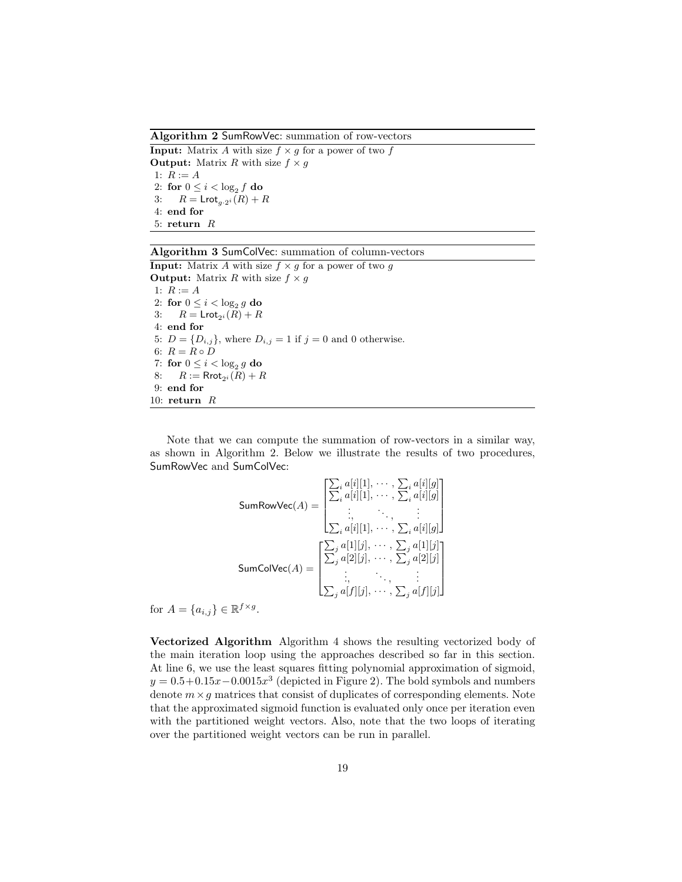**Algorithm 2** SumRowVec: summation of row-vectors

**Input:** Matrix $A$ with size $f \times g$ for a power of two $f$
**Output:** Matrix $R$ with size $f \times g$

```
1: R := A
2: for 0 ≤ i < log_2 f do
3:     R = Lrot_{g·2^i}(R) + R
4: end for
5: return R
```

**Algorithm 3** SumColVec: summation of column-vectors

**Input:** Matrix $A$ with size $f \times g$ for a power of two $g$
**Output:** Matrix $R$ with size $f \times g$

```
1: R := A
2: for 0 ≤ i < log_2 g do
3:     R = Lrot_{2^i}(R) + R
4: end for
5: D = {D_{i,j}}, where D_{i,j} = 1 if j = 0 and 0 otherwise.
6: R = R ∘ D
7: for 0 ≤ i < log_2 g do
8:     R := Rrot_{2^i}(R) + R
9: end for
10: return R
```

Note that we can compute the summation of row-vectors in a similar way, as shown in Algorithm 2. Below we illustrate the results of two procedures, SumRowVec and SumColVec:

$$\mathsf{SumRowVec}(A) = \begin{bmatrix} \sum_i a[i][1], \cdots, \sum_i a[i][g] \\ \sum_i a[i][1], \cdots, \sum_i a[i][g] \\ \vdots, \quad \ddots, \quad \vdots \\ \sum_i a[i][1], \cdots, \sum_i a[i][g] \end{bmatrix}$$

$$\mathsf{SumColVec}(A) = \begin{bmatrix} \sum_j a[1][j], \cdots, \sum_j a[1][j] \\ \sum_j a[2][j], \cdots, \sum_j a[2][j] \\ \vdots, \quad \ddots, \quad \vdots \\ \sum_j a[f][j], \cdots, \sum_j a[f][j] \end{bmatrix}$$

for $A = \{a_{i,j}\} \in \mathbb{R}^{f \times g}$.

**Vectorized Algorithm** Algorithm 4 shows the resulting vectorized body of the main iteration loop using the approaches described so far in this section. At line 6, we use the least squares fitting polynomial approximation of sigmoid, $y = 0.5 + 0.15x - 0.0015x^3$ (depicted in Figure 2). The bold symbols and numbers denote $m \times g$ matrices that consist of duplicates of corresponding elements. Note that the approximated sigmoid function is evaluated only once per iteration even with the partitioned weight vectors. Also, note that the two loops of iterating over the partitioned weight vectors can be run in parallel.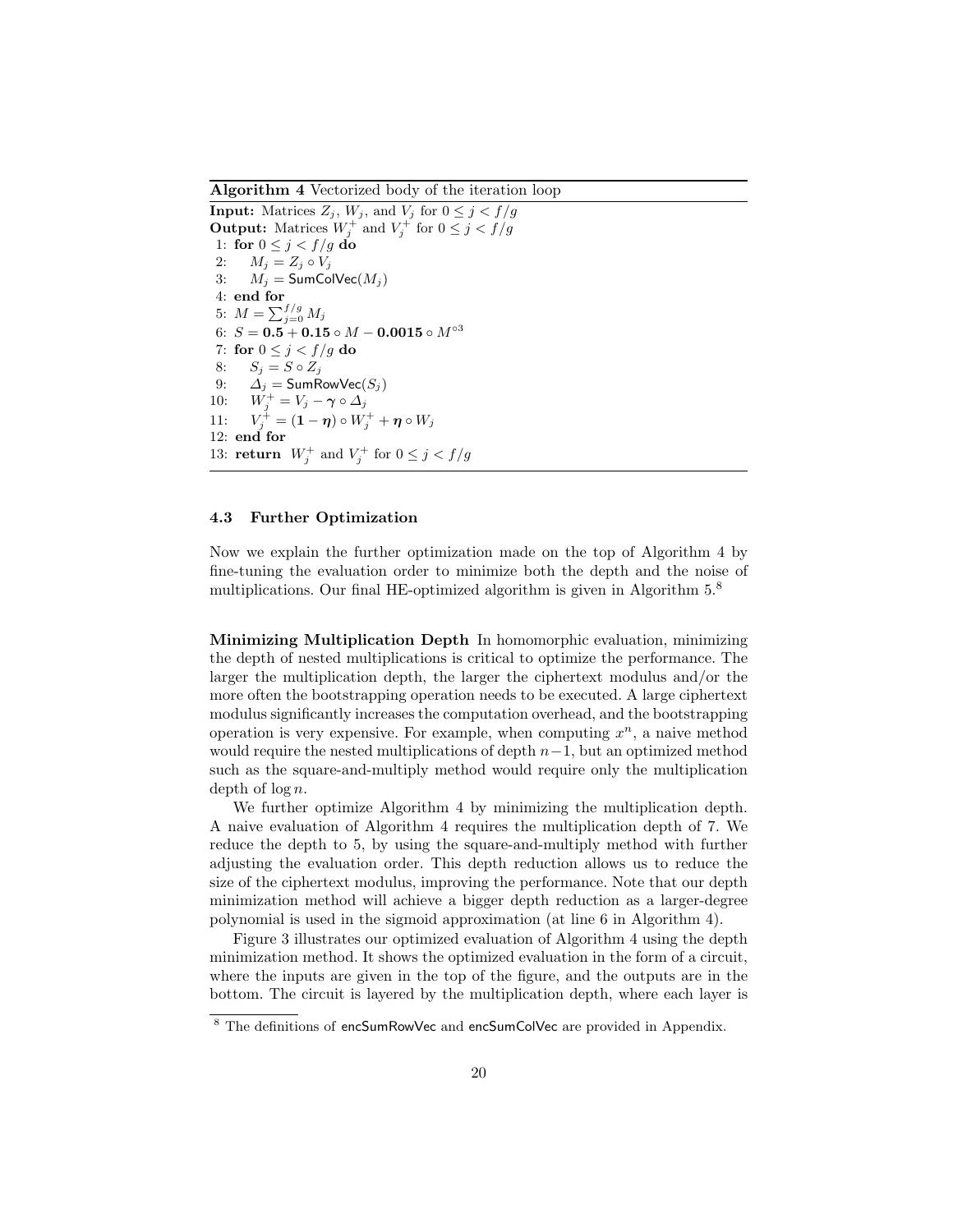**Algorithm 4** Vectorized body of the iteration loop

**Input:** Matrices $Z_j$, $W_j$, and $V_j$ for $0 \le j < f/g$
**Output:** Matrices $W_j^+$ and $V_j^+$ for $0 \le j < f/g$

1: **for** $0 \le j < f/g$ **do**
2: $\quad M_j = Z_j \circ V_j$
3: $\quad M_j = \mathsf{SumColVec}(M_j)$
4: **end for**
5: $M = \sum_{j=0}^{f/g} M_j$
6: $S = \mathbf{0.5} + \mathbf{0.15} \circ M - \mathbf{0.0015} \circ M^{\circ 3}$
7: **for** $0 \le j < f/g$ **do**
8: $\quad S_j = S \circ Z_j$
9: $\quad \Delta_j = \mathsf{SumRowVec}(S_j)$
10: $\quad W_j^+ = V_j - \boldsymbol{\gamma} \circ \Delta_j$
11: $\quad V_j^+ = (\mathbf{1} - \boldsymbol{\eta}) \circ W_j^+ + \boldsymbol{\eta} \circ W_j$
12: **end for**
13: **return** $W_j^+$ and $V_j^+$ for $0 \le j < f/g$

### 4.3 Further Optimization

Now we explain the further optimization made on the top of Algorithm 4 by fine-tuning the evaluation order to minimize both the depth and the noise of multiplications. Our final HE-optimized algorithm is given in Algorithm 5.[8]

**Minimizing Multiplication Depth** In homomorphic evaluation, minimizing the depth of nested multiplications is critical to optimize the performance. The larger the multiplication depth, the larger the ciphertext modulus and/or the more often the bootstrapping operation needs to be executed. A large ciphertext modulus significantly increases the computation overhead, and the bootstrapping operation is very expensive. For example, when computing $x^n$, a naive method would require the nested multiplications of depth $n-1$, but an optimized method such as the square-and-multiply method would require only the multiplication depth of $\log n$.

We further optimize Algorithm 4 by minimizing the multiplication depth. A naive evaluation of Algorithm 4 requires the multiplication depth of 7. We reduce the depth to 5, by using the square-and-multiply method with further adjusting the evaluation order. This depth reduction allows us to reduce the size of the ciphertext modulus, improving the performance. Note that our depth minimization method will achieve a bigger depth reduction as a larger-degree polynomial is used in the sigmoid approximation (at line 6 in Algorithm 4).

Figure 3 illustrates our optimized evaluation of Algorithm 4 using the depth minimization method. It shows the optimized evaluation in the form of a circuit, where the inputs are given in the top of the figure, and the outputs are in the bottom. The circuit is layered by the multiplication depth, where each layer is

[8] The definitions of encSumRowVec and encSumColVec are provided in Appendix.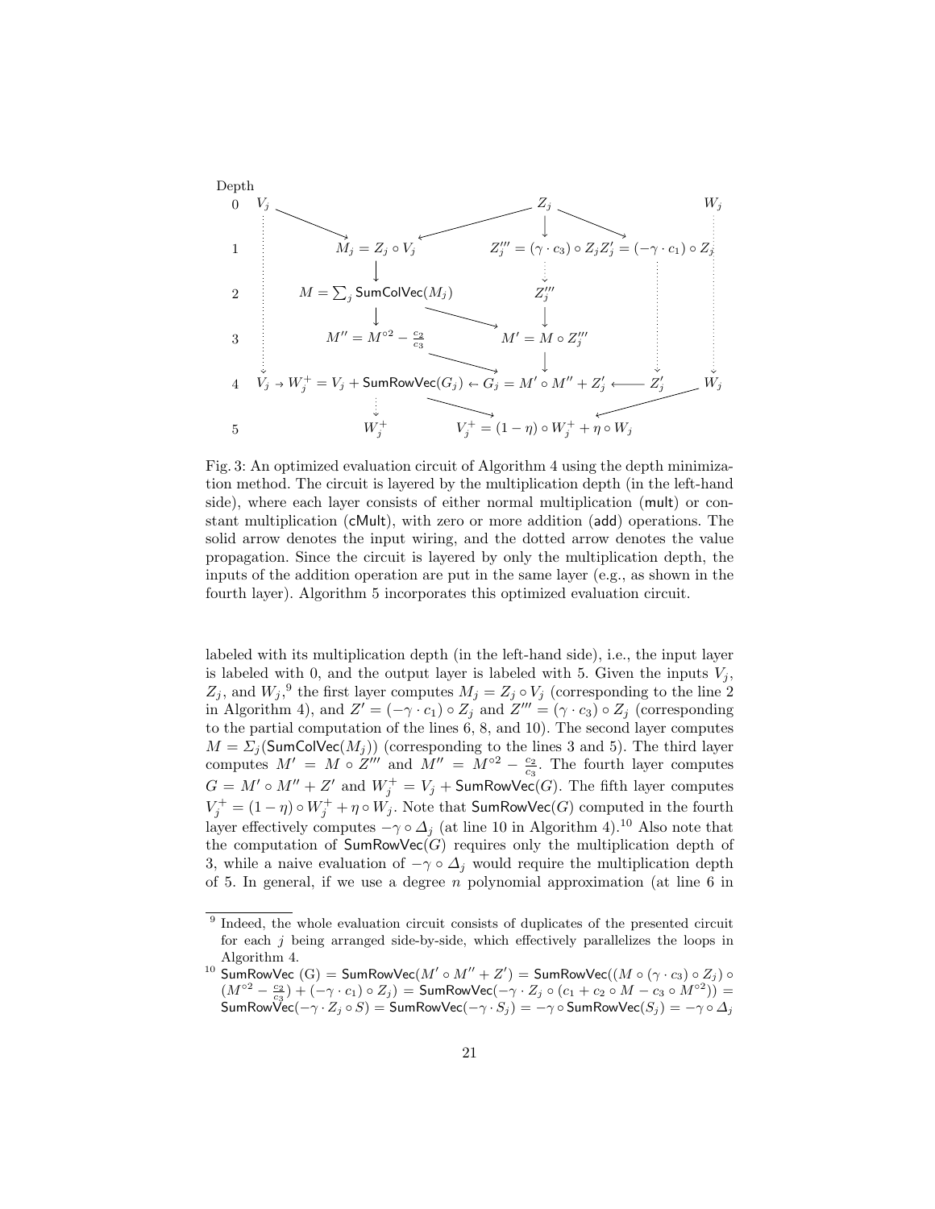| Depth | | | | |
|---|---|---|---|---|
| 0 | $V_j$ | | $Z_j$ | $W_j$ |
| 1 | | $M_j = Z_j \circ V_j$ | $Z_j''' = (\gamma \cdot c_3) \circ Z_j$ | $Z_j' = (-\gamma \cdot c_1) \circ Z_j$ |
| 2 | | $M = \sum_j \mathsf{SumColVec}(M_j)$ | $Z_j'''$ | |
| 3 | | $M'' = M^{\circ 2} - \frac{c_2}{c_3}$ | $M' = M \circ Z_j'''$ | |
| 4 | $V_j \rightarrow W_j^+ = V_j + \mathsf{SumRowVec}(G_j)$ | $\leftarrow G_j = M' \circ M'' + Z_j' \longleftarrow Z_j'$ | | $W_j$ |
| 5 | $W_j^+$ | $V_j^+ = (1 - \eta) \circ W_j^+ + \eta \circ W_j$ | | |

Fig. 3: An optimized evaluation circuit of Algorithm 4 using the depth minimization method. The circuit is layered by the multiplication depth (in the left-hand side), where each layer consists of either normal multiplication (mult) or constant multiplication (cMult), with zero or more addition (add) operations. The solid arrow denotes the input wiring, and the dotted arrow denotes the value propagation. Since the circuit is layered by only the multiplication depth, the inputs of the addition operation are put in the same layer (e.g., as shown in the fourth layer). Algorithm 5 incorporates this optimized evaluation circuit.

labeled with its multiplication depth (in the left-hand side), i.e., the input layer is labeled with 0, and the output layer is labeled with 5. Given the inputs $V_j$, $Z_j$, and $W_j$,[9] the first layer computes $M_j = Z_j \circ V_j$ (corresponding to the line 2 in Algorithm 4), and $Z' = (-\gamma \cdot c_1) \circ Z_j$ and $Z''' = (\gamma \cdot c_3) \circ Z_j$ (corresponding to the partial computation of the lines 6, 8, and 10). The second layer computes $M = \Sigma_j(\mathsf{SumColVec}(M_j))$ (corresponding to the lines 3 and 5). The third layer computes $M' = M \circ Z'''$ and $M'' = M^{\circ 2} - \frac{c_2}{c_3}$. The fourth layer computes $G = M' \circ M'' + Z'$ and $W_j^+ = V_j + \mathsf{SumRowVec}(G)$. The fifth layer computes $V_j^+ = (1 - \eta) \circ W_j^+ + \eta \circ W_j$. Note that $\mathsf{SumRowVec}(G)$ computed in the fourth layer effectively computes $-\gamma \circ \Delta_j$ (at line 10 in Algorithm 4).[10] Also note that the computation of $\mathsf{SumRowVec}(G)$ requires only the multiplication depth of 3, while a naive evaluation of $-\gamma \circ \Delta_j$ would require the multiplication depth of 5. In general, if we use a degree $n$ polynomial approximation (at line 6 in

[9] Indeed, the whole evaluation circuit consists of duplicates of the presented circuit for each $j$ being arranged side-by-side, which effectively parallelizes the loops in Algorithm 4.

[10] $\mathsf{SumRowVec}\ (\mathrm{G}) = \mathsf{SumRowVec}(M' \circ M'' + Z') = \mathsf{SumRowVec}((M \circ (\gamma \cdot c_3) \circ Z_j) \circ (M^{\circ 2} - \frac{c_2}{c_3}) + (-\gamma \cdot c_1) \circ Z_j) = \mathsf{SumRowVec}(-\gamma \cdot Z_j \circ (c_1 + c_2 \circ M - c_3 \circ M^{\circ 2})) = \mathsf{SumRowVec}(-\gamma \cdot Z_j \circ S) = \mathsf{SumRowVec}(-\gamma \cdot S_j) = -\gamma \circ \mathsf{SumRowVec}(S_j) = -\gamma \circ \Delta_j$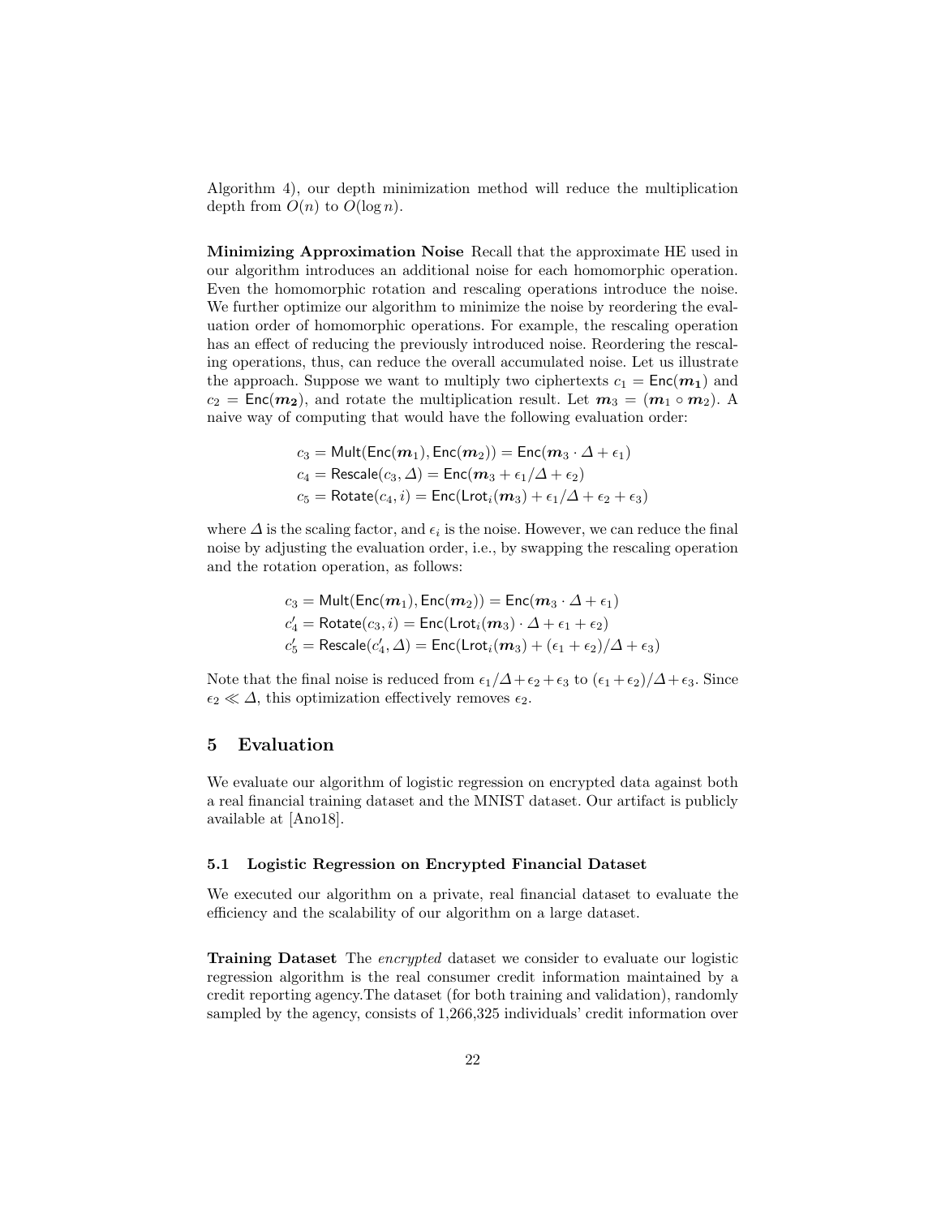Algorithm 4), our depth minimization method will reduce the multiplication depth from $O(n)$ to $O(\log n)$.

**Minimizing Approximation Noise** Recall that the approximate HE used in our algorithm introduces an additional noise for each homomorphic operation. Even the homomorphic rotation and rescaling operations introduce the noise. We further optimize our algorithm to minimize the noise by reordering the evaluation order of homomorphic operations. For example, the rescaling operation has an effect of reducing the previously introduced noise. Reordering the rescaling operations, thus, can reduce the overall accumulated noise. Let us illustrate the approach. Suppose we want to multiply two ciphertexts $c_1 = \mathsf{Enc}(\boldsymbol{m_1})$ and $c_2 = \mathsf{Enc}(\boldsymbol{m_2})$, and rotate the multiplication result. Let $\boldsymbol{m}_3 = (\boldsymbol{m}_1 \circ \boldsymbol{m}_2)$. A naive way of computing that would have the following evaluation order:

$$
\begin{aligned}
c_3 &= \mathsf{Mult}(\mathsf{Enc}(\boldsymbol{m}_1), \mathsf{Enc}(\boldsymbol{m}_2)) = \mathsf{Enc}(\boldsymbol{m}_3 \cdot \Delta + \epsilon_1) \\
c_4 &= \mathsf{Rescale}(c_3, \Delta) = \mathsf{Enc}(\boldsymbol{m}_3 + \epsilon_1/\Delta + \epsilon_2) \\
c_5 &= \mathsf{Rotate}(c_4, i) = \mathsf{Enc}(\mathsf{Lrot}_i(\boldsymbol{m}_3) + \epsilon_1/\Delta + \epsilon_2 + \epsilon_3)
\end{aligned}
$$

where $\Delta$ is the scaling factor, and $\epsilon_i$ is the noise. However, we can reduce the final noise by adjusting the evaluation order, i.e., by swapping the rescaling operation and the rotation operation, as follows:

$$
\begin{aligned}
c_3 &= \mathsf{Mult}(\mathsf{Enc}(\boldsymbol{m}_1), \mathsf{Enc}(\boldsymbol{m}_2)) = \mathsf{Enc}(\boldsymbol{m}_3 \cdot \Delta + \epsilon_1) \\
c_4' &= \mathsf{Rotate}(c_3, i) = \mathsf{Enc}(\mathsf{Lrot}_i(\boldsymbol{m}_3) \cdot \Delta + \epsilon_1 + \epsilon_2) \\
c_5' &= \mathsf{Rescale}(c_4', \Delta) = \mathsf{Enc}(\mathsf{Lrot}_i(\boldsymbol{m}_3) + (\epsilon_1 + \epsilon_2)/\Delta + \epsilon_3)
\end{aligned}
$$

Note that the final noise is reduced from $\epsilon_1/\Delta + \epsilon_2 + \epsilon_3$ to $(\epsilon_1 + \epsilon_2)/\Delta + \epsilon_3$. Since $\epsilon_2 \ll \Delta$, this optimization effectively removes $\epsilon_2$.

## 5 Evaluation

We evaluate our algorithm of logistic regression on encrypted data against both a real financial training dataset and the MNIST dataset. Our artifact is publicly available at [Ano18].

### 5.1 Logistic Regression on Encrypted Financial Dataset

We executed our algorithm on a private, real financial dataset to evaluate the efficiency and the scalability of our algorithm on a large dataset.

**Training Dataset** The *encrypted* dataset we consider to evaluate our logistic regression algorithm is the real consumer credit information maintained by a credit reporting agency.The dataset (for both training and validation), randomly sampled by the agency, consists of 1,266,325 individuals' credit information over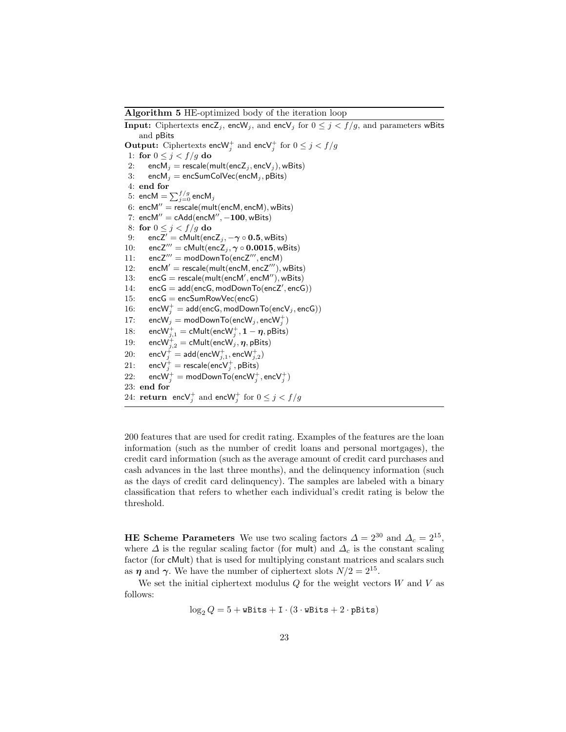**Algorithm 5** HE-optimized body of the iteration loop

**Input:** Ciphertexts $\mathsf{encZ}_j$, $\mathsf{encW}_j$, and $\mathsf{encV}_j$ for $0 \le j < f/g$, and parameters $\mathsf{wBits}$ and $\mathsf{pBits}$

**Output:** Ciphertexts $\mathsf{encW}^+_j$ and $\mathsf{encV}^+_j$ for $0 \le j < f/g$

1: **for** $0 \le j < f/g$ **do**
2: $\quad \mathsf{encM}_j = \mathsf{rescale}(\mathsf{mult}(\mathsf{encZ}_j, \mathsf{encV}_j), \mathsf{wBits})$
3: $\quad \mathsf{encM}_j = \mathsf{encSumColVec}(\mathsf{encM}_j, \mathsf{pBits})$
4: **end for**
5: $\mathsf{encM} = \sum_{j=0}^{f/g} \mathsf{encM}_j$
6: $\mathsf{encM}'' = \mathsf{rescale}(\mathsf{mult}(\mathsf{encM}, \mathsf{encM}), \mathsf{wBits})$
7: $\mathsf{encM}'' = \mathsf{cAdd}(\mathsf{encM}'', -\mathbf{100}, \mathsf{wBits})$
8: **for** $0 \le j < f/g$ **do**
9: $\quad \mathsf{encZ}' = \mathsf{cMult}(\mathsf{encZ}_j, -\boldsymbol{\gamma} \circ \mathbf{0.5}, \mathsf{wBits})$
10: $\quad \mathsf{encZ}''' = \mathsf{cMult}(\mathsf{encZ}_j, \boldsymbol{\gamma} \circ \mathbf{0.0015}, \mathsf{wBits})$
11: $\quad \mathsf{encZ}''' = \mathsf{modDownTo}(\mathsf{encZ}''', \mathsf{encM})$
12: $\quad \mathsf{encM}' = \mathsf{rescale}(\mathsf{mult}(\mathsf{encM}, \mathsf{encZ}'''), \mathsf{wBits})$
13: $\quad \mathsf{encG} = \mathsf{rescale}(\mathsf{mult}(\mathsf{encM}', \mathsf{encM}''), \mathsf{wBits})$
14: $\quad \mathsf{encG} = \mathsf{add}(\mathsf{encG}, \mathsf{modDownTo}(\mathsf{encZ}', \mathsf{encG}))$
15: $\quad \mathsf{encG} = \mathsf{encSumRowVec}(\mathsf{encG})$
16: $\quad \mathsf{encW}^+_j = \mathsf{add}(\mathsf{encG}, \mathsf{modDownTo}(\mathsf{encV}_j, \mathsf{encG}))$
17: $\quad \mathsf{encW}_j = \mathsf{modDownTo}(\mathsf{encW}_j, \mathsf{encW}^+_j)$
18: $\quad \mathsf{encW}^+_{j,1} = \mathsf{cMult}(\mathsf{encW}^+_j, \mathbf{1} - \boldsymbol{\eta}, \mathsf{pBits})$
19: $\quad \mathsf{encW}^+_{j,2} = \mathsf{cMult}(\mathsf{encW}_j, \boldsymbol{\eta}, \mathsf{pBits})$
20: $\quad \mathsf{encV}^+_j = \mathsf{add}(\mathsf{encW}^+_{j,1}, \mathsf{encW}^+_{j,2})$
21: $\quad \mathsf{encV}^+_j = \mathsf{rescale}(\mathsf{encV}^+_j, \mathsf{pBits})$
22: $\quad \mathsf{encW}^+_j = \mathsf{modDownTo}(\mathsf{encW}^+_j, \mathsf{encV}^+_j)$
23: **end for**
24: **return** $\mathsf{encV}^+_j$ and $\mathsf{encW}^+_j$ for $0 \le j < f/g$

200 features that are used for credit rating. Examples of the features are the loan information (such as the number of credit loans and personal mortgages), the credit card information (such as the average amount of credit card purchases and cash advances in the last three months), and the delinquency information (such as the days of credit card delinquency). The samples are labeled with a binary classification that refers to whether each individual's credit rating is below the threshold.

**HE Scheme Parameters** We use two scaling factors $\Delta = 2^{30}$ and $\Delta_c = 2^{15}$, where $\Delta$ is the regular scaling factor (for $\mathsf{mult}$) and $\Delta_c$ is the constant scaling factor (for $\mathsf{cMult}$) that is used for multiplying constant matrices and scalars such as $\boldsymbol{\eta}$ and $\boldsymbol{\gamma}$. We have the number of ciphertext slots $N/2 = 2^{15}$.

We set the initial ciphertext modulus $Q$ for the weight vectors $W$ and $V$ as follows:

$$\log_2 Q = 5 + \mathtt{wBits} + \mathtt{I} \cdot (3 \cdot \mathtt{wBits} + 2 \cdot \mathtt{pBits})$$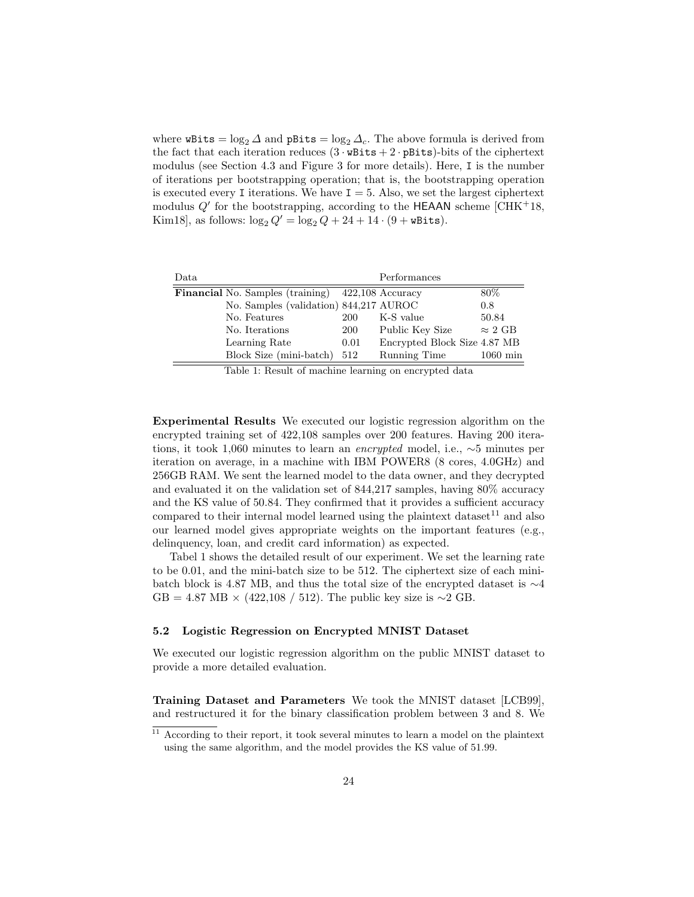where $\texttt{wBits} = \log_2 \Delta$ and $\texttt{pBits} = \log_2 \Delta_c$. The above formula is derived from the fact that each iteration reduces $(3 \cdot \texttt{wBits} + 2 \cdot \texttt{pBits})$-bits of the ciphertext modulus (see Section 4.3 and Figure 3 for more details). Here, I is the number of iterations per bootstrapping operation; that is, the bootstrapping operation is executed every I iterations. We have $\texttt{I} = 5$. Also, we set the largest ciphertext modulus $Q'$ for the bootstrapping, according to the HEAAN scheme [CHK+18, Kim18], as follows: $\log_2 Q' = \log_2 Q + 24 + 14 \cdot (9 + \texttt{wBits})$.

| Data | | | Performances | |
|---|---|---|---|---|
| **Financial** | No. Samples (training) | 422,108 | Accuracy | 80% |
| | No. Samples (validation) | 844,217 | AUROC | 0.8 |
| | No. Features | 200 | K-S value | 50.84 |
| | No. Iterations | 200 | Public Key Size | ≈ 2 GB |
| | Learning Rate | 0.01 | Encrypted Block Size | 4.87 MB |
| | Block Size (mini-batch) | 512 | Running Time | 1060 min |

Table 1: Result of machine learning on encrypted data

**Experimental Results** We executed our logistic regression algorithm on the encrypted training set of 422,108 samples over 200 features. Having 200 iterations, it took 1,060 minutes to learn an *encrypted* model, i.e., ∼5 minutes per iteration on average, in a machine with IBM POWER8 (8 cores, 4.0GHz) and 256GB RAM. We sent the learned model to the data owner, and they decrypted and evaluated it on the validation set of 844,217 samples, having 80% accuracy and the KS value of 50.84. They confirmed that it provides a sufficient accuracy compared to their internal model learned using the plaintext dataset[11] and also our learned model gives appropriate weights on the important features (e.g., delinquency, loan, and credit card information) as expected.

Tabel 1 shows the detailed result of our experiment. We set the learning rate to be 0.01, and the mini-batch size to be 512. The ciphertext size of each mini-batch block is 4.87 MB, and thus the total size of the encrypted dataset is ∼4 GB = 4.87 MB × (422,108 / 512). The public key size is ∼2 GB.

### 5.2 Logistic Regression on Encrypted MNIST Dataset

We executed our logistic regression algorithm on the public MNIST dataset to provide a more detailed evaluation.

**Training Dataset and Parameters** We took the MNIST dataset [LCB99], and restructured it for the binary classification problem between 3 and 8. We

[11] According to their report, it took several minutes to learn a model on the plaintext using the same algorithm, and the model provides the KS value of 51.99.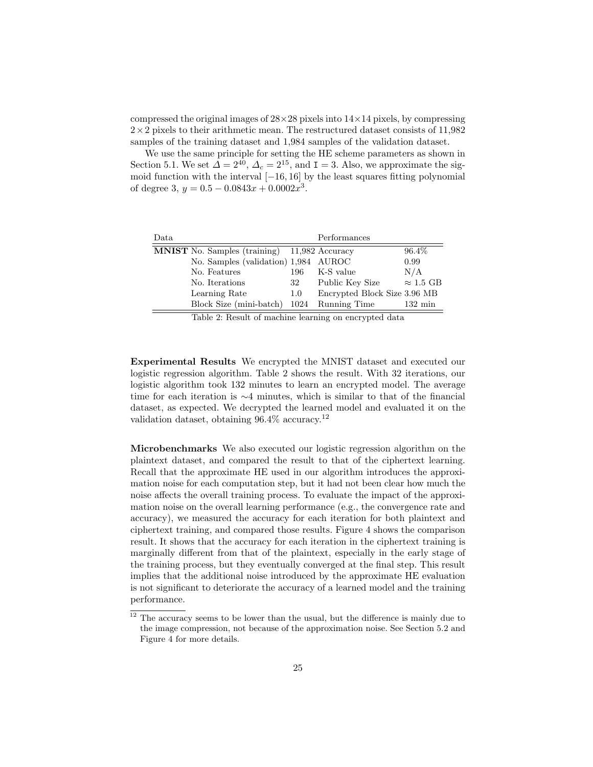compressed the original images of $28 \times 28$ pixels into $14 \times 14$ pixels, by compressing $2 \times 2$ pixels to their arithmetic mean. The restructured dataset consists of 11,982 samples of the training dataset and 1,984 samples of the validation dataset.

We use the same principle for setting the HE scheme parameters as shown in Section 5.1. We set $\Delta = 2^{40}$, $\Delta_c = 2^{15}$, and $\mathtt{I} = 3$. Also, we approximate the sigmoid function with the interval $[-16, 16]$ by the least squares fitting polynomial of degree 3, $y = 0.5 - 0.0843x + 0.0002x^3$.

| Data | | | Performances | |
|---|---|---|---|---|
| **MNIST** | No. Samples (training) | 11,982 | Accuracy | 96.4% |
| | No. Samples (validation) | 1,984 | AUROC | 0.99 |
| | No. Features | 196 | K-S value | N/A |
| | No. Iterations | 32 | Public Key Size | $\approx 1.5$ GB |
| | Learning Rate | 1.0 | Encrypted Block Size | 3.96 MB |
| | Block Size (mini-batch) | 1024 | Running Time | 132 min |

Table 2: Result of machine learning on encrypted data

**Experimental Results** We encrypted the MNIST dataset and executed our logistic regression algorithm. Table 2 shows the result. With 32 iterations, our logistic algorithm took 132 minutes to learn an encrypted model. The average time for each iteration is $\sim$4 minutes, which is similar to that of the financial dataset, as expected. We decrypted the learned model and evaluated it on the validation dataset, obtaining 96.4% accuracy.[12]

**Microbenchmarks** We also executed our logistic regression algorithm on the plaintext dataset, and compared the result to that of the ciphertext learning. Recall that the approximate HE used in our algorithm introduces the approximation noise for each computation step, but it had not been clear how much the noise affects the overall training process. To evaluate the impact of the approximation noise on the overall learning performance (e.g., the convergence rate and accuracy), we measured the accuracy for each iteration for both plaintext and ciphertext training, and compared those results. Figure 4 shows the comparison result. It shows that the accuracy for each iteration in the ciphertext training is marginally different from that of the plaintext, especially in the early stage of the training process, but they eventually converged at the final step. This result implies that the additional noise introduced by the approximate HE evaluation is not significant to deteriorate the accuracy of a learned model and the training performance.

[12] The accuracy seems to be lower than the usual, but the difference is mainly due to the image compression, not because of the approximation noise. See Section 5.2 and Figure 4 for more details.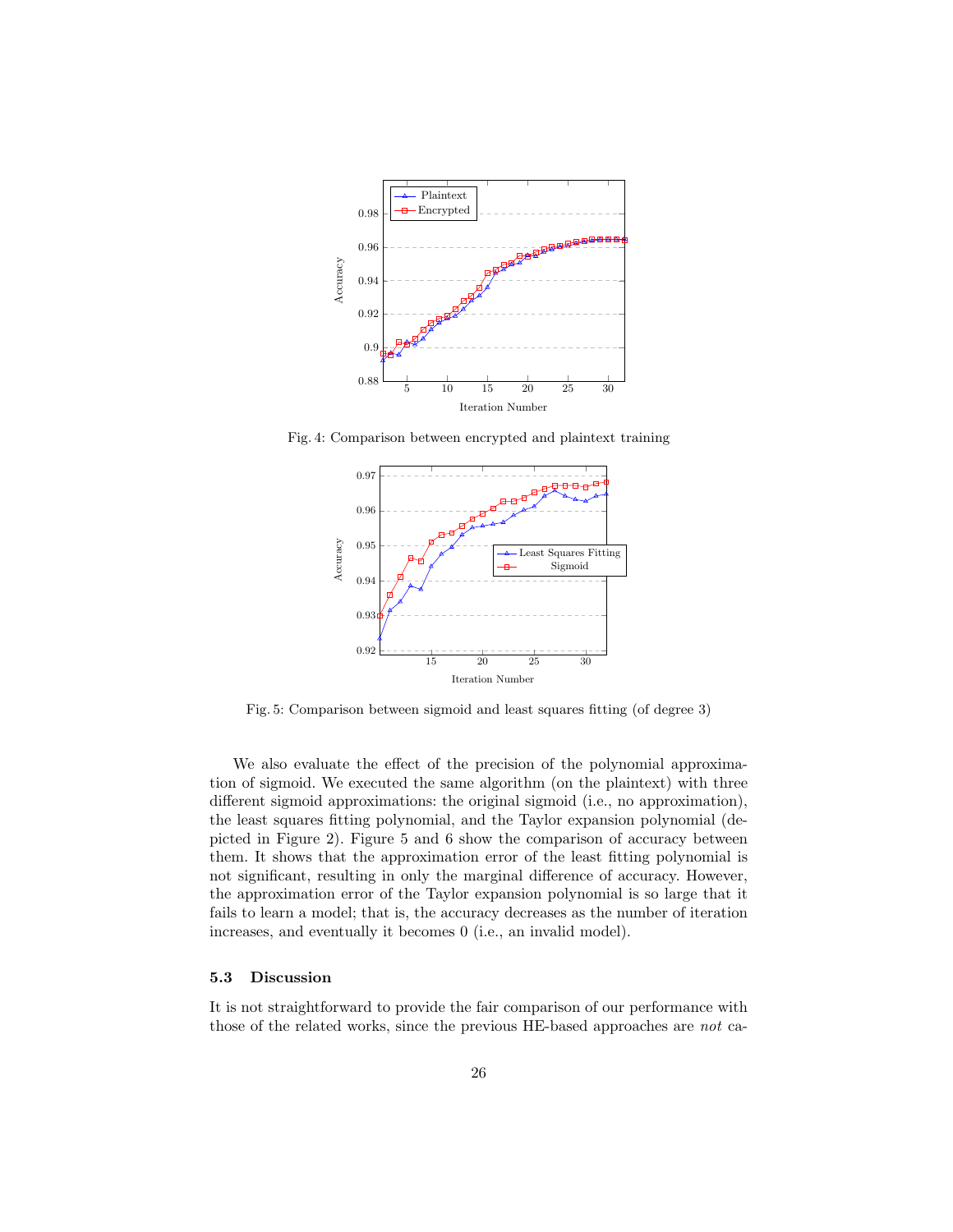Fig. 4: Comparison between encrypted and plaintext training

Fig. 5: Comparison between sigmoid and least squares fitting (of degree 3)

We also evaluate the effect of the precision of the polynomial approximation of sigmoid. We executed the same algorithm (on the plaintext) with three different sigmoid approximations: the original sigmoid (i.e., no approximation), the least squares fitting polynomial, and the Taylor expansion polynomial (depicted in Figure 2). Figure 5 and 6 show the comparison of accuracy between them. It shows that the approximation error of the least fitting polynomial is not significant, resulting in only the marginal difference of accuracy. However, the approximation error of the Taylor expansion polynomial is so large that it fails to learn a model; that is, the accuracy decreases as the number of iteration increases, and eventually it becomes 0 (i.e., an invalid model).

### 5.3 Discussion

It is not straightforward to provide the fair comparison of our performance with those of the related works, since the previous HE-based approaches are *not* ca-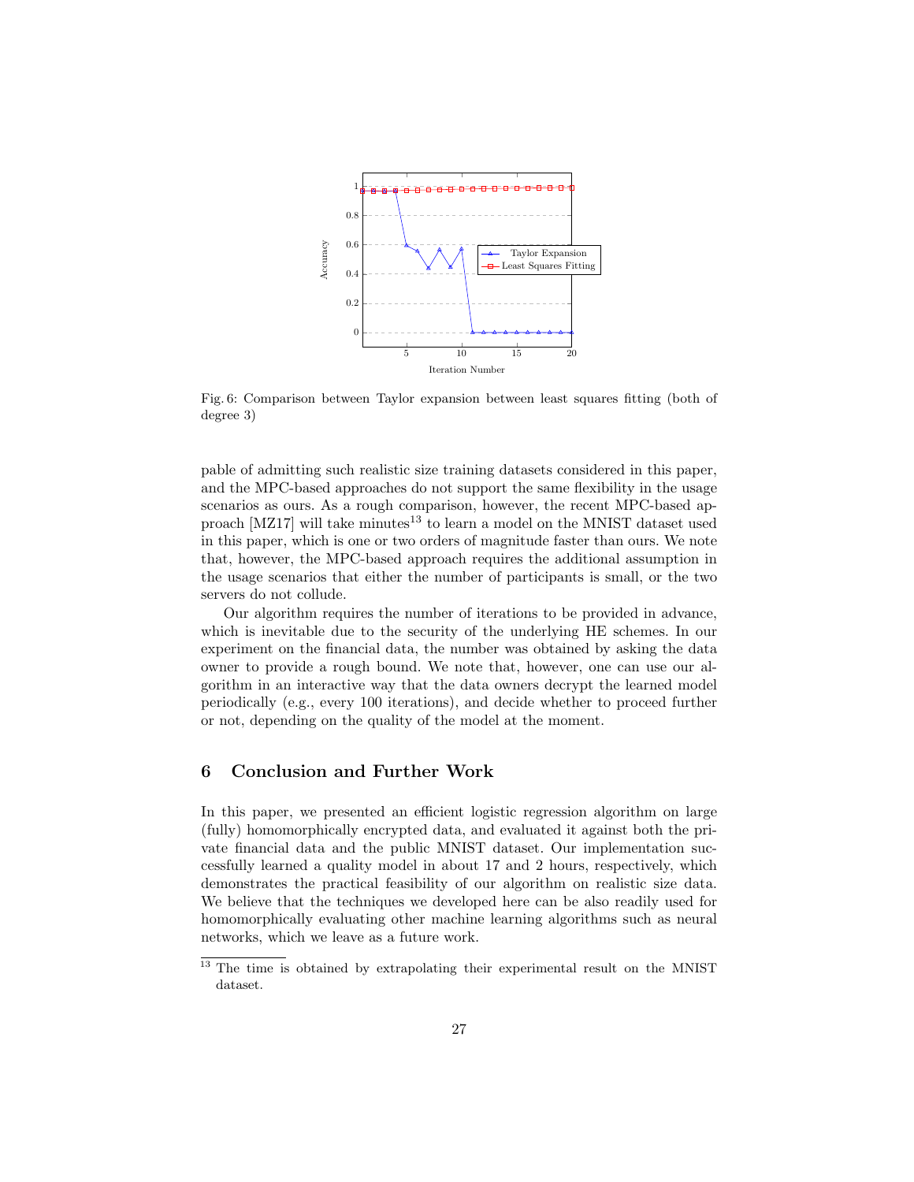Fig. 6: Comparison between Taylor expansion between least squares fitting (both of degree 3)

pable of admitting such realistic size training datasets considered in this paper, and the MPC-based approaches do not support the same flexibility in the usage scenarios as ours. As a rough comparison, however, the recent MPC-based approach [MZ17] will take minutes[13] to learn a model on the MNIST dataset used in this paper, which is one or two orders of magnitude faster than ours. We note that, however, the MPC-based approach requires the additional assumption in the usage scenarios that either the number of participants is small, or the two servers do not collude.

Our algorithm requires the number of iterations to be provided in advance, which is inevitable due to the security of the underlying HE schemes. In our experiment on the financial data, the number was obtained by asking the data owner to provide a rough bound. We note that, however, one can use our algorithm in an interactive way that the data owners decrypt the learned model periodically (e.g., every 100 iterations), and decide whether to proceed further or not, depending on the quality of the model at the moment.

## 6 Conclusion and Further Work

In this paper, we presented an efficient logistic regression algorithm on large (fully) homomorphically encrypted data, and evaluated it against both the private financial data and the public MNIST dataset. Our implementation successfully learned a quality model in about 17 and 2 hours, respectively, which demonstrates the practical feasibility of our algorithm on realistic size data. We believe that the techniques we developed here can be also readily used for homomorphically evaluating other machine learning algorithms such as neural networks, which we leave as a future work.

[13] The time is obtained by extrapolating their experimental result on the MNIST dataset.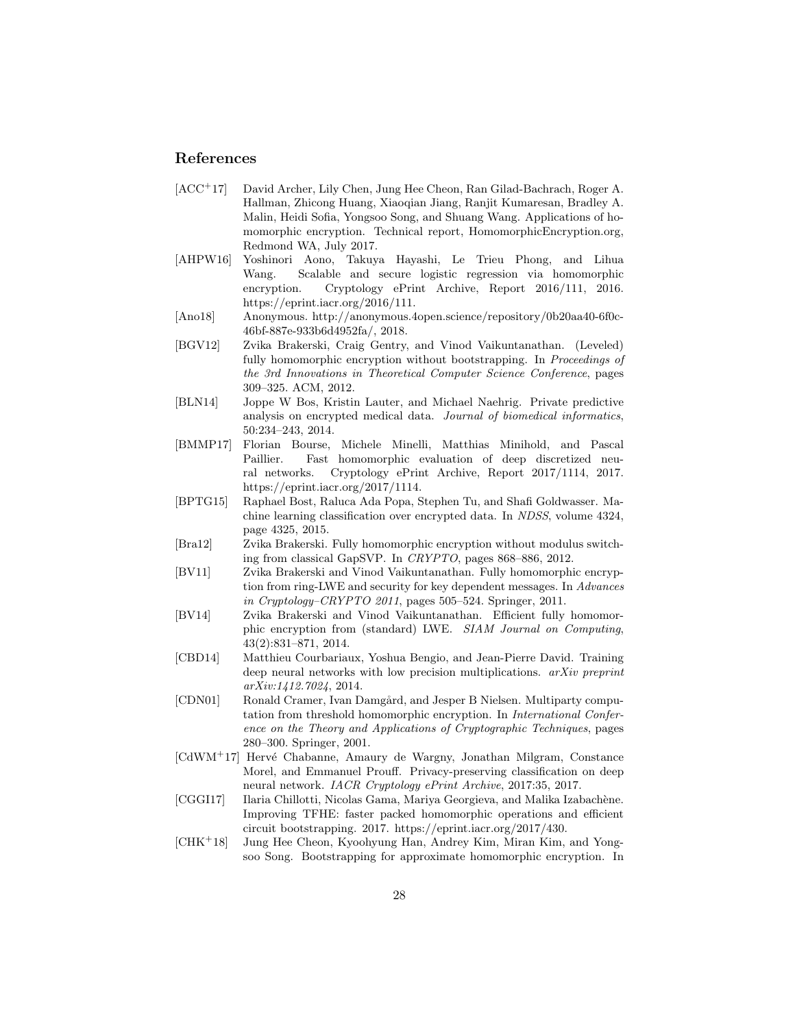## References

[ACC+17] David Archer, Lily Chen, Jung Hee Cheon, Ran Gilad-Bachrach, Roger A. Hallman, Zhicong Huang, Xiaoqian Jiang, Ranjit Kumaresan, Bradley A. Malin, Heidi Sofia, Yongsoo Song, and Shuang Wang. Applications of homomorphic encryption. Technical report, HomomorphicEncryption.org, Redmond WA, July 2017.

[AHPW16] Yoshinori Aono, Takuya Hayashi, Le Trieu Phong, and Lihua Wang. Scalable and secure logistic regression via homomorphic encryption. Cryptology ePrint Archive, Report 2016/111, 2016. https://eprint.iacr.org/2016/111.

[Ano18] Anonymous. http://anonymous.4open.science/repository/0b20aa40-6f0c-46bf-887e-933b6d4952fa/, 2018.

[BGV12] Zvika Brakerski, Craig Gentry, and Vinod Vaikuntanathan. (Leveled) fully homomorphic encryption without bootstrapping. In *Proceedings of the 3rd Innovations in Theoretical Computer Science Conference*, pages 309–325. ACM, 2012.

[BLN14] Joppe W Bos, Kristin Lauter, and Michael Naehrig. Private predictive analysis on encrypted medical data. *Journal of biomedical informatics*, 50:234–243, 2014.

[BMMP17] Florian Bourse, Michele Minelli, Matthias Minihold, and Pascal Paillier. Fast homomorphic evaluation of deep discretized neural networks. Cryptology ePrint Archive, Report 2017/1114, 2017. https://eprint.iacr.org/2017/1114.

[BPTG15] Raphael Bost, Raluca Ada Popa, Stephen Tu, and Shafi Goldwasser. Machine learning classification over encrypted data. In *NDSS*, volume 4324, page 4325, 2015.

[Bra12] Zvika Brakerski. Fully homomorphic encryption without modulus switching from classical GapSVP. In *CRYPTO*, pages 868–886, 2012.

[BV11] Zvika Brakerski and Vinod Vaikuntanathan. Fully homomorphic encryption from ring-LWE and security for key dependent messages. In *Advances in Cryptology–CRYPTO 2011*, pages 505–524. Springer, 2011.

[BV14] Zvika Brakerski and Vinod Vaikuntanathan. Efficient fully homomorphic encryption from (standard) LWE. *SIAM Journal on Computing*, 43(2):831–871, 2014.

[CBD14] Matthieu Courbariaux, Yoshua Bengio, and Jean-Pierre David. Training deep neural networks with low precision multiplications. *arXiv preprint arXiv:1412.7024*, 2014.

[CDN01] Ronald Cramer, Ivan Damgård, and Jesper B Nielsen. Multiparty computation from threshold homomorphic encryption. In *International Conference on the Theory and Applications of Cryptographic Techniques*, pages 280–300. Springer, 2001.

[CdWM+17] Hervé Chabanne, Amaury de Wargny, Jonathan Milgram, Constance Morel, and Emmanuel Prouff. Privacy-preserving classification on deep neural network. *IACR Cryptology ePrint Archive*, 2017:35, 2017.

[CGGI17] Ilaria Chillotti, Nicolas Gama, Mariya Georgieva, and Malika Izabachène. Improving TFHE: faster packed homomorphic operations and efficient circuit bootstrapping. 2017. https://eprint.iacr.org/2017/430.

[CHK+18] Jung Hee Cheon, Kyoohyung Han, Andrey Kim, Miran Kim, and Yongsoo Song. Bootstrapping for approximate homomorphic encryption. In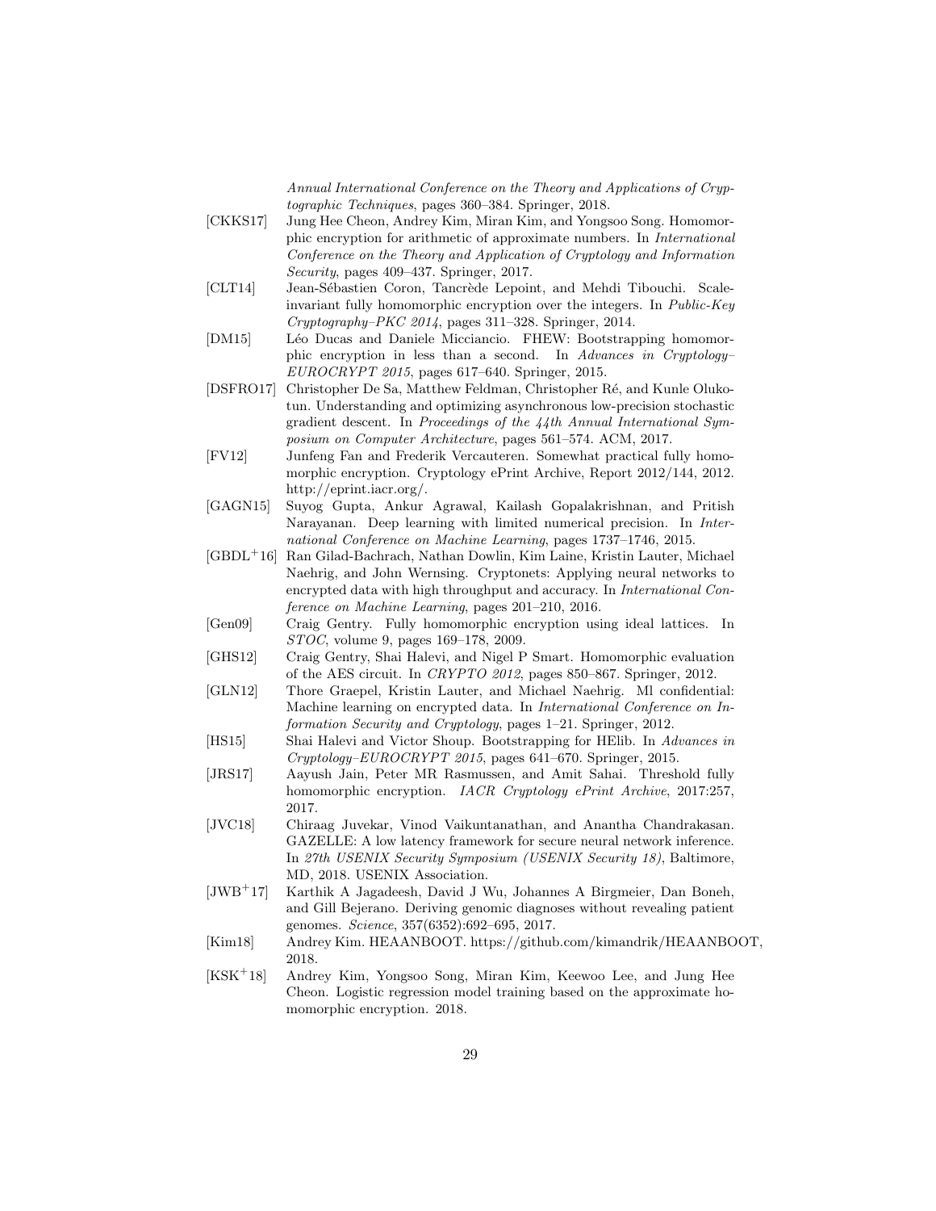*Annual International Conference on the Theory and Applications of Cryptographic Techniques*, pages 360–384. Springer, 2018.

[CKKS17] Jung Hee Cheon, Andrey Kim, Miran Kim, and Yongsoo Song. Homomorphic encryption for arithmetic of approximate numbers. In *International Conference on the Theory and Application of Cryptology and Information Security*, pages 409–437. Springer, 2017.

[CLT14] Jean-Sébastien Coron, Tancrède Lepoint, and Mehdi Tibouchi. Scale-invariant fully homomorphic encryption over the integers. In *Public-Key Cryptography–PKC 2014*, pages 311–328. Springer, 2014.

[DM15] Léo Ducas and Daniele Micciancio. FHEW: Bootstrapping homomorphic encryption in less than a second. In *Advances in Cryptology–EUROCRYPT 2015*, pages 617–640. Springer, 2015.

[DSFRO17] Christopher De Sa, Matthew Feldman, Christopher Ré, and Kunle Olukotun. Understanding and optimizing asynchronous low-precision stochastic gradient descent. In *Proceedings of the 44th Annual International Symposium on Computer Architecture*, pages 561–574. ACM, 2017.

[FV12] Junfeng Fan and Frederik Vercauteren. Somewhat practical fully homomorphic encryption. Cryptology ePrint Archive, Report 2012/144, 2012. http://eprint.iacr.org/.

[GAGN15] Suyog Gupta, Ankur Agrawal, Kailash Gopalakrishnan, and Pritish Narayanan. Deep learning with limited numerical precision. In *International Conference on Machine Learning*, pages 1737–1746, 2015.

[GBDL+16] Ran Gilad-Bachrach, Nathan Dowlin, Kim Laine, Kristin Lauter, Michael Naehrig, and John Wernsing. Cryptonets: Applying neural networks to encrypted data with high throughput and accuracy. In *International Conference on Machine Learning*, pages 201–210, 2016.

[Gen09] Craig Gentry. Fully homomorphic encryption using ideal lattices. In *STOC*, volume 9, pages 169–178, 2009.

[GHS12] Craig Gentry, Shai Halevi, and Nigel P Smart. Homomorphic evaluation of the AES circuit. In *CRYPTO 2012*, pages 850–867. Springer, 2012.

[GLN12] Thore Graepel, Kristin Lauter, and Michael Naehrig. Ml confidential: Machine learning on encrypted data. In *International Conference on Information Security and Cryptology*, pages 1–21. Springer, 2012.

[HS15] Shai Halevi and Victor Shoup. Bootstrapping for HElib. In *Advances in Cryptology–EUROCRYPT 2015*, pages 641–670. Springer, 2015.

[JRS17] Aayush Jain, Peter MR Rasmussen, and Amit Sahai. Threshold fully homomorphic encryption. *IACR Cryptology ePrint Archive*, 2017:257, 2017.

[JVC18] Chiraag Juvekar, Vinod Vaikuntanathan, and Anantha Chandrakasan. GAZELLE: A low latency framework for secure neural network inference. In *27th USENIX Security Symposium (USENIX Security 18)*, Baltimore, MD, 2018. USENIX Association.

[JWB+17] Karthik A Jagadeesh, David J Wu, Johannes A Birgmeier, Dan Boneh, and Gill Bejerano. Deriving genomic diagnoses without revealing patient genomes. *Science*, 357(6352):692–695, 2017.

[Kim18] Andrey Kim. HEAANBOOT. https://github.com/kimandrik/HEAANBOOT, 2018.

[KSK+18] Andrey Kim, Yongsoo Song, Miran Kim, Keewoo Lee, and Jung Hee Cheon. Logistic regression model training based on the approximate homomorphic encryption. 2018.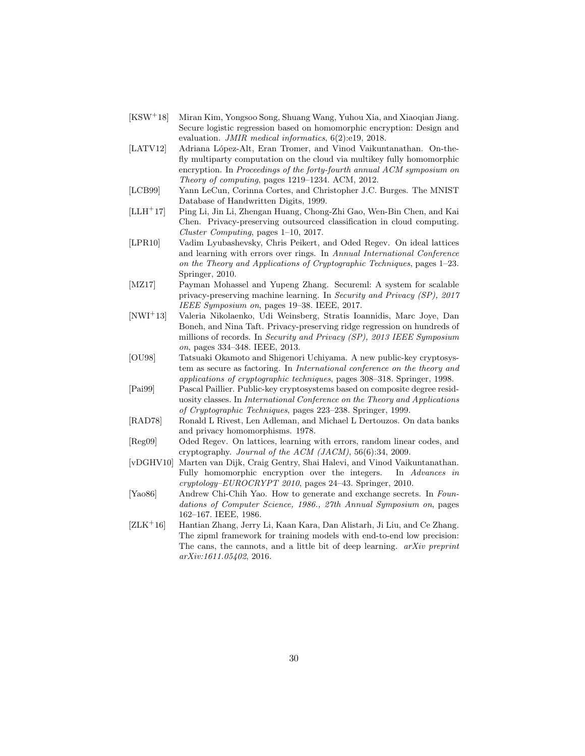[KSW+18] Miran Kim, Yongsoo Song, Shuang Wang, Yuhou Xia, and Xiaoqian Jiang. Secure logistic regression based on homomorphic encryption: Design and evaluation. *JMIR medical informatics*, 6(2):e19, 2018.

[LATV12] Adriana López-Alt, Eran Tromer, and Vinod Vaikuntanathan. On-the-fly multiparty computation on the cloud via multikey fully homomorphic encryption. In *Proceedings of the forty-fourth annual ACM symposium on Theory of computing*, pages 1219–1234. ACM, 2012.

[LCB99] Yann LeCun, Corinna Cortes, and Christopher J.C. Burges. The MNIST Database of Handwritten Digits, 1999.

[LLH+17] Ping Li, Jin Li, Zhengan Huang, Chong-Zhi Gao, Wen-Bin Chen, and Kai Chen. Privacy-preserving outsourced classification in cloud computing. *Cluster Computing*, pages 1–10, 2017.

[LPR10] Vadim Lyubashevsky, Chris Peikert, and Oded Regev. On ideal lattices and learning with errors over rings. In *Annual International Conference on the Theory and Applications of Cryptographic Techniques*, pages 1–23. Springer, 2010.

[MZ17] Payman Mohassel and Yupeng Zhang. Secureml: A system for scalable privacy-preserving machine learning. In *Security and Privacy (SP), 2017 IEEE Symposium on*, pages 19–38. IEEE, 2017.

[NWI+13] Valeria Nikolaenko, Udi Weinsberg, Stratis Ioannidis, Marc Joye, Dan Boneh, and Nina Taft. Privacy-preserving ridge regression on hundreds of millions of records. In *Security and Privacy (SP), 2013 IEEE Symposium on*, pages 334–348. IEEE, 2013.

[OU98] Tatsuaki Okamoto and Shigenori Uchiyama. A new public-key cryptosystem as secure as factoring. In *International conference on the theory and applications of cryptographic techniques*, pages 308–318. Springer, 1998.

[Pai99] Pascal Paillier. Public-key cryptosystems based on composite degree residuosity classes. In *International Conference on the Theory and Applications of Cryptographic Techniques*, pages 223–238. Springer, 1999.

[RAD78] Ronald L Rivest, Len Adleman, and Michael L Dertouzos. On data banks and privacy homomorphisms. 1978.

[Reg09] Oded Regev. On lattices, learning with errors, random linear codes, and cryptography. *Journal of the ACM (JACM)*, 56(6):34, 2009.

[vDGHV10] Marten van Dijk, Craig Gentry, Shai Halevi, and Vinod Vaikuntanathan. Fully homomorphic encryption over the integers. In *Advances in cryptology–EUROCRYPT 2010*, pages 24–43. Springer, 2010.

[Yao86] Andrew Chi-Chih Yao. How to generate and exchange secrets. In *Foundations of Computer Science, 1986., 27th Annual Symposium on*, pages 162–167. IEEE, 1986.

[ZLK+16] Hantian Zhang, Jerry Li, Kaan Kara, Dan Alistarh, Ji Liu, and Ce Zhang. The zipml framework for training models with end-to-end low precision: The cans, the cannots, and a little bit of deep learning. *arXiv preprint arXiv:1611.05402*, 2016.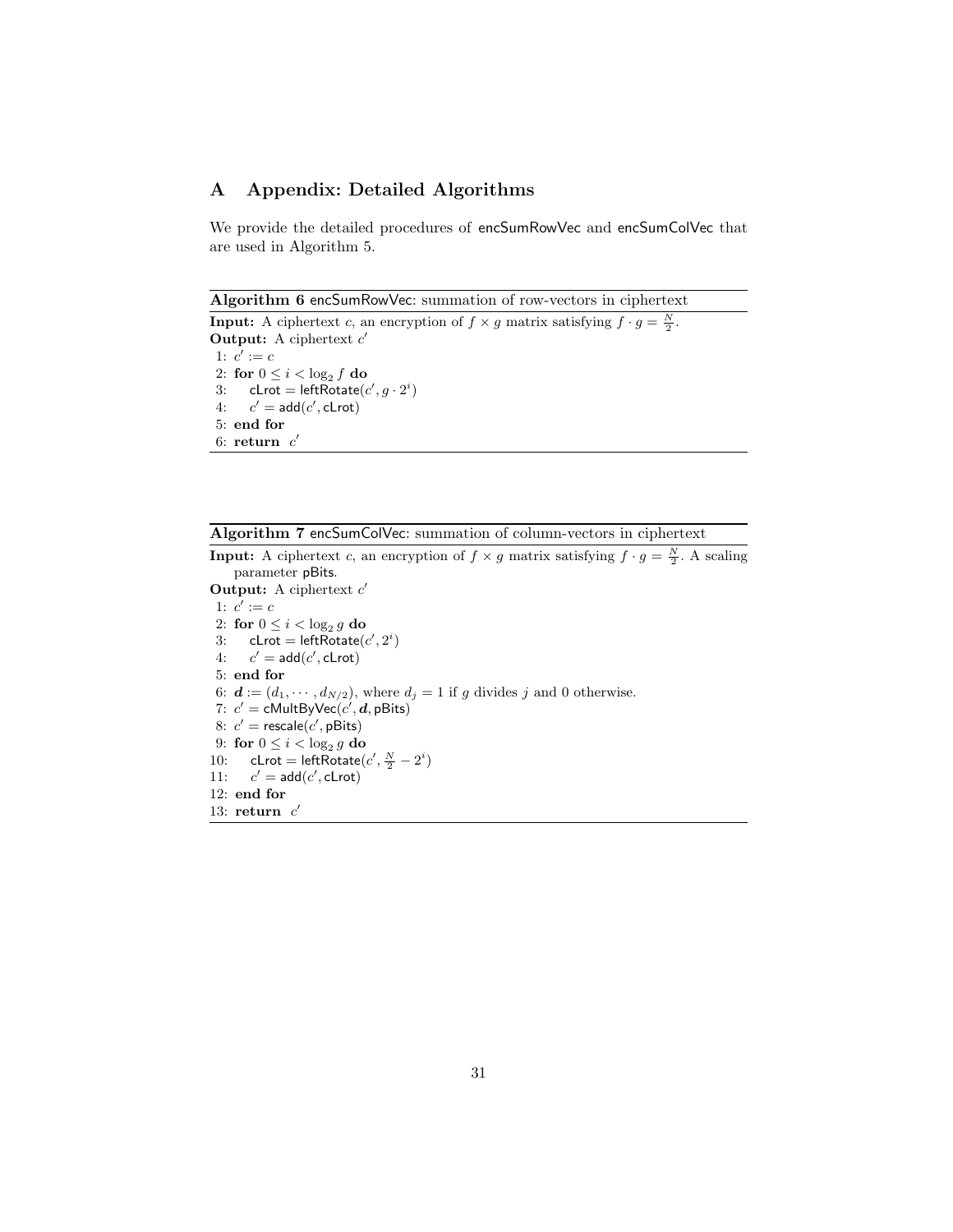# A Appendix: Detailed Algorithms

We provide the detailed procedures of encSumRowVec and encSumColVec that are used in Algorithm 5.

---

**Algorithm 6** encSumRowVec: summation of row-vectors in ciphertext

---

**Input:** A ciphertext $c$, an encryption of $f \times g$ matrix satisfying $f \cdot g = \frac{N}{2}$.
**Output:** A ciphertext $c'$

1: $c' := c$
2: **for** $0 \leq i < \log_2 f$ **do**
3: $\quad$ $\mathsf{cLrot} = \mathsf{leftRotate}(c', g \cdot 2^i)$
4: $\quad$ $c' = \mathsf{add}(c', \mathsf{cLrot})$
5: **end for**
6: **return** $c'$

---

**Algorithm 7** encSumColVec: summation of column-vectors in ciphertext

---

**Input:** A ciphertext $c$, an encryption of $f \times g$ matrix satisfying $f \cdot g = \frac{N}{2}$. A scaling parameter pBits.
**Output:** A ciphertext $c'$

1: $c' := c$
2: **for** $0 \leq i < \log_2 g$ **do**
3: $\quad$ $\mathsf{cLrot} = \mathsf{leftRotate}(c', 2^i)$
4: $\quad$ $c' = \mathsf{add}(c', \mathsf{cLrot})$
5: **end for**
6: $\boldsymbol{d} := (d_1, \cdots, d_{N/2})$, where $d_j = 1$ if $g$ divides $j$ and 0 otherwise.
7: $c' = \mathsf{cMultByVec}(c', \boldsymbol{d}, \mathsf{pBits})$
8: $c' = \mathsf{rescale}(c', \mathsf{pBits})$
9: **for** $0 \leq i < \log_2 g$ **do**
10: $\quad$ $\mathsf{cLrot} = \mathsf{leftRotate}(c', \frac{N}{2} - 2^i)$
11: $\quad$ $c' = \mathsf{add}(c', \mathsf{cLrot})$
12: **end for**
13: **return** $c'$